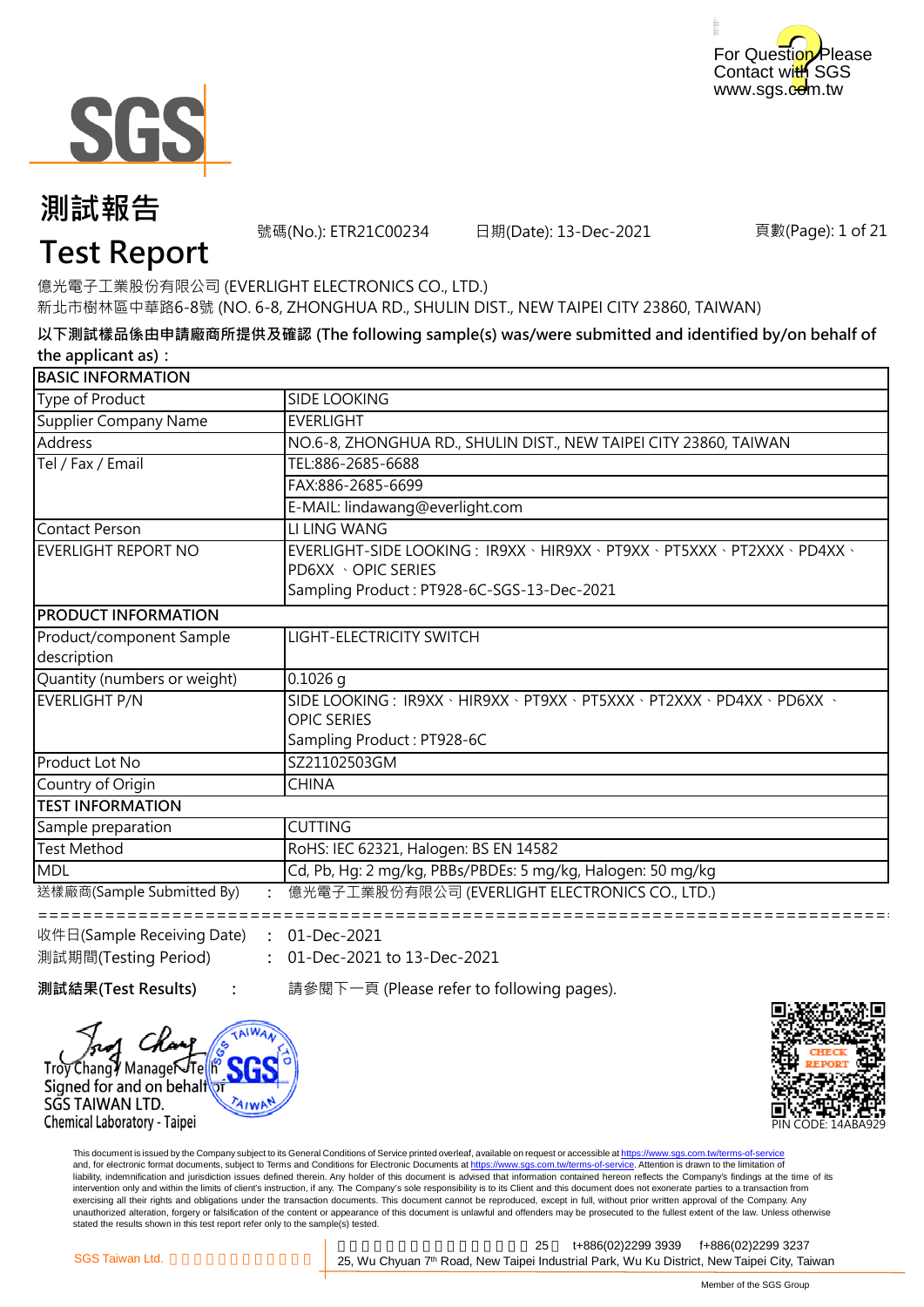For Question Please Contact with SGS
www.sgs.com.tw

# 測試報告
# Test Report

號碼(No.): ETR21C00234　　日期(Date): 13-Dec-2021　　頁數(Page): 1 of 21

億光電子工業股份有限公司 (EVERLIGHT ELECTRONICS CO., LTD.)
新北市樹林區中華路6-8號 (NO. 6-8, ZHONGHUA RD., SHULIN DIST., NEW TAIPEI CITY 23860, TAIWAN)

**以下測試樣品係由申請廠商所提供及確認 (The following sample(s) was/were submitted and identified by/on behalf of the applicant as)：**

| BASIC INFORMATION | |
|---|---|
| Type of Product | SIDE LOOKING |
| Supplier Company Name | EVERLIGHT |
| Address | NO.6-8, ZHONGHUA RD., SHULIN DIST., NEW TAIPEI CITY 23860, TAIWAN |
| Tel / Fax / Email | TEL:886-2685-6688 |
| | FAX:886-2685-6699 |
| | E-MAIL: lindawang@everlight.com |
| Contact Person | LI LING WANG |
| EVERLIGHT REPORT NO | EVERLIGHT-SIDE LOOKING : IR9XX、HIR9XX、PT9XX、PT5XXX、PT2XXX、PD4XX、PD6XX 、OPIC SERIES<br>Sampling Product : PT928-6C-SGS-13-Dec-2021 |
| **PRODUCT INFORMATION** | |
| Product/component Sample description | LIGHT-ELECTRICITY SWITCH |
| Quantity (numbers or weight) | 0.1026 g |
| EVERLIGHT P/N | SIDE LOOKING : IR9XX、HIR9XX、PT9XX、PT5XXX、PT2XXX、PD4XX、PD6XX 、OPIC SERIES<br>Sampling Product : PT928-6C |
| Product Lot No | SZ21102503GM |
| Country of Origin | CHINA |
| **TEST INFORMATION** | |
| Sample preparation | CUTTING |
| Test Method | RoHS: IEC 62321, Halogen: BS EN 14582 |
| MDL | Cd, Pb, Hg: 2 mg/kg, PBBs/PBDEs: 5 mg/kg, Halogen: 50 mg/kg |

送樣廠商(Sample Submitted By)　:　億光電子工業股份有限公司 (EVERLIGHT ELECTRONICS CO., LTD.)

==========================================================================

收件日(Sample Receiving Date)　:　01-Dec-2021
測試期間(Testing Period)　:　01-Dec-2021 to 13-Dec-2021

**測試結果(Test Results)**　:　請參閱下一頁 (Please refer to following pages).

Troy Chang / Manager / Tech
Signed for and on behalf of
SGS TAIWAN LTD.
Chemical Laboratory - Taipei

PIN CODE: 14ABA929

This document is issued by the Company subject to its General Conditions of Service printed overleaf, available on request or accessible at https://www.sgs.com.tw/terms-of-service and, for electronic format documents, subject to Terms and Conditions for Electronic Documents at https://www.sgs.com.tw/terms-of-service. Attention is drawn to the limitation of liability, indemnification and jurisdiction issues defined therein. Any holder of this document is advised that information contained hereon reflects the Company's findings at the time of its intervention only and within the limits of client's instruction, if any. The Company's sole responsibility is to its Client and this document does not exonerate parties to a transaction from exercising all their rights and obligations under the transaction documents. This document cannot be reproduced, except in full, without prior written approval of the Company. Any unauthorized alteration, forgery or falsification of the content or appearance of this document is unlawful and offenders may be prosecuted to the fullest extent of the law. Unless otherwise stated the results shown in this test report refer only to the sample(s) tested.

SGS Taiwan Ltd.　　25, Wu Chyuan 7th Road, New Taipei Industrial Park, Wu Ku District, New Taipei City, Taiwan　t+886(02)2299 3939　f+886(02)2299 3237

Member of the SGS Group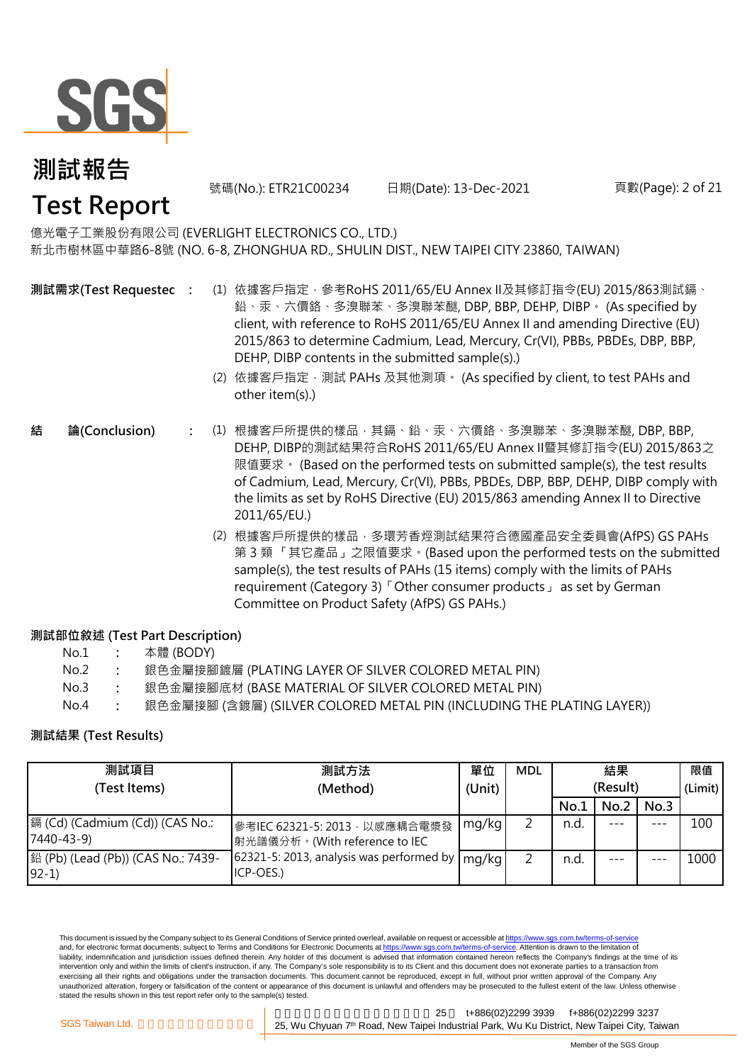# 測試報告
# Test Report

號碼(No.): ETR21C00234　　日期(Date): 13-Dec-2021

億光電子工業股份有限公司 (EVERLIGHT ELECTRONICS CO., LTD.)
新北市樹林區中華路6-8號 (NO. 6-8, ZHONGHUA RD., SHULIN DIST., NEW TAIPEI CITY 23860, TAIWAN)

**測試需求(Test Requested** :
(1) 依據客戶指定，參考RoHS 2011/65/EU Annex II及其修訂指令(EU) 2015/863測試鎘、鉛、汞、六價鉻、多溴聯苯、多溴聯苯醚, DBP, BBP, DEHP, DIBP。 (As specified by client, with reference to RoHS 2011/65/EU Annex II and amending Directive (EU) 2015/863 to determine Cadmium, Lead, Mercury, Cr(VI), PBBs, PBDEs, DBP, BBP, DEHP, DIBP contents in the submitted sample(s).)
(2) 依據客戶指定，測試 PAHs 及其他測項。 (As specified by client, to test PAHs and other item(s).)

**結　論(Conclusion)** :
(1) 根據客戶所提供的樣品，其鎘、鉛、汞、六價鉻、多溴聯苯、多溴聯苯醚, DBP, BBP, DEHP, DIBP的測試結果符合RoHS 2011/65/EU Annex II暨其修訂指令(EU) 2015/863之限值要求。 (Based on the performed tests on submitted sample(s), the test results of Cadmium, Lead, Mercury, Cr(VI), PBBs, PBDEs, DBP, BBP, DEHP, DIBP comply with the limits as set by RoHS Directive (EU) 2015/863 amending Annex II to Directive 2011/65/EU.)
(2) 根據客戶所提供的樣品，多環芳香烴測試結果符合德國產品安全委員會(AfPS) GS PAHs 第 3 類 「其它產品」之限值要求。(Based upon the performed tests on the submitted sample(s), the test results of PAHs (15 items) comply with the limits of PAHs requirement (Category 3)「Other consumer products」 as set by German Committee on Product Safety (AfPS) GS PAHs.)

**測試部位敘述 (Test Part Description)**

No.1 : 本體 (BODY)
No.2 : 銀色金屬接腳鍍層 (PLATING LAYER OF SILVER COLORED METAL PIN)
No.3 : 銀色金屬接腳底材 (BASE MATERIAL OF SILVER COLORED METAL PIN)
No.4 : 銀色金屬接腳 (含鍍層) (SILVER COLORED METAL PIN (INCLUDING THE PLATING LAYER))

**測試結果 (Test Results)**

| 測試項目 (Test Items) | 測試方法 (Method) | 單位 (Unit) | MDL | 結果 (Result) | | | 限值 (Limit) |
|---|---|---|---|---|---|---|---|
| | | | | No.1 | No.2 | No.3 | |
| 鎘 (Cd) (Cadmium (Cd)) (CAS No.: 7440-43-9) | 參考IEC 62321-5: 2013，以感應耦合電漿發射光譜儀分析。(With reference to IEC 62321-5: 2013, analysis was performed by ICP-OES.) | mg/kg | 2 | n.d. | --- | --- | 100 |
| 鉛 (Pb) (Lead (Pb)) (CAS No.: 7439-92-1) | | mg/kg | 2 | n.d. | --- | --- | 1000 |

This document is issued by the Company subject to its General Conditions of Service printed overleaf, available on request or accessible at https://www.sgs.com.tw/terms-of-service and, for electronic format documents, subject to Terms and Conditions for Electronic Documents at https://www.sgs.com.tw/terms-of-service. Attention is drawn to the limitation of liability, indemnification and jurisdiction issues defined therein. Any holder of this document is advised that information contained hereon reflects the Company's findings at the time of its intervention only and within the limits of client's instruction, if any. The Company's sole responsibility is to its Client and this document does not exonerate parties to a transaction from exercising all their rights and obligations under the transaction documents. This document cannot be reproduced, except in full, without prior written approval of the Company. Any unauthorized alteration, forgery or falsification of the content or appearance of this document is unlawful and offenders may be prosecuted to the fullest extent of the law. Unless otherwise stated the results shown in this test report refer only to the sample(s) tested.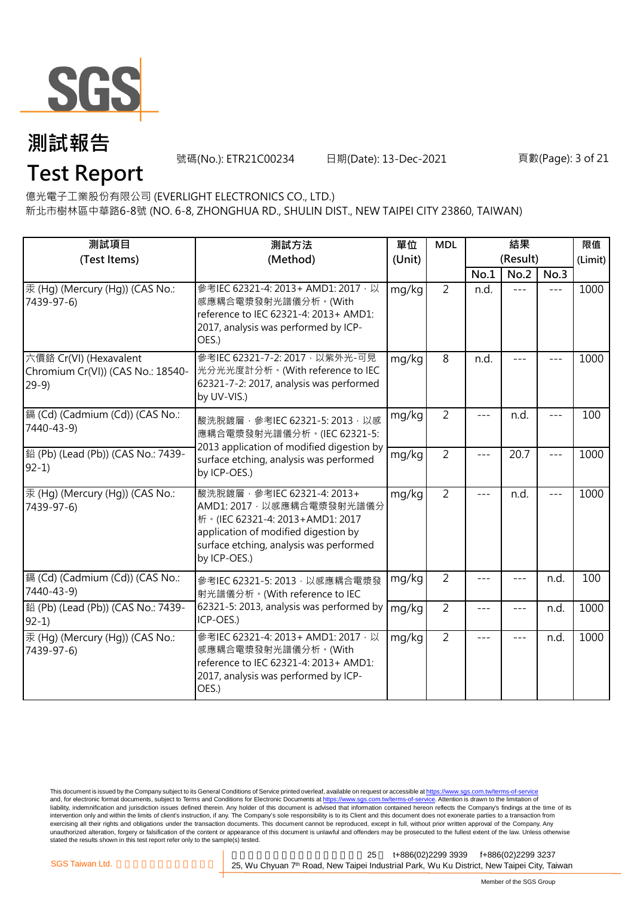# 測試報告

# Test Report

號碼(No.): ETR21C00234　　日期(Date): 13-Dec-2021

億光電子工業股份有限公司 (EVERLIGHT ELECTRONICS CO., LTD.)

新北市樹林區中華路6-8號 (NO. 6-8, ZHONGHUA RD., SHULIN DIST., NEW TAIPEI CITY 23860, TAIWAN)

| 測試項目 (Test Items) | 測試方法 (Method) | 單位 (Unit) | MDL | 結果 (Result) | | | 限值 (Limit) |
|---|---|---|---|---|---|---|---|
| | | | | No.1 | No.2 | No.3 | |
| 汞 (Hg) (Mercury (Hg)) (CAS No.: 7439-97-6) | 參考IEC 62321-4: 2013+ AMD1: 2017，以感應耦合電漿發射光譜儀分析。(With reference to IEC 62321-4: 2013+ AMD1: 2017, analysis was performed by ICP-OES.) | mg/kg | 2 | n.d. | --- | --- | 1000 |
| 六價鉻 Cr(VI) (Hexavalent Chromium Cr(VI)) (CAS No.: 18540-29-9) | 參考IEC 62321-7-2: 2017，以紫外光-可見光分光光度計分析。(With reference to IEC 62321-7-2: 2017, analysis was performed by UV-VIS.) | mg/kg | 8 | n.d. | --- | --- | 1000 |
| 鎘 (Cd) (Cadmium (Cd)) (CAS No.: 7440-43-9) | 酸洗脫鍍層，參考IEC 62321-5: 2013，以感應耦合電漿發射光譜儀分析。(IEC 62321-5: 2013 application of modified digestion by surface etching, analysis was performed by ICP-OES.) | mg/kg | 2 | --- | n.d. | --- | 100 |
| 鉛 (Pb) (Lead (Pb)) (CAS No.: 7439-92-1) | | mg/kg | 2 | --- | 20.7 | --- | 1000 |
| 汞 (Hg) (Mercury (Hg)) (CAS No.: 7439-97-6) | 酸洗脫鍍層，參考IEC 62321-4: 2013+ AMD1: 2017，以感應耦合電漿發射光譜儀分析。(IEC 62321-4: 2013+AMD1: 2017 application of modified digestion by surface etching, analysis was performed by ICP-OES.) | mg/kg | 2 | --- | n.d. | --- | 1000 |
| 鎘 (Cd) (Cadmium (Cd)) (CAS No.: 7440-43-9) | 參考IEC 62321-5: 2013，以感應耦合電漿發射光譜儀分析。(With reference to IEC 62321-5: 2013, analysis was performed by ICP-OES.) | mg/kg | 2 | --- | --- | n.d. | 100 |
| 鉛 (Pb) (Lead (Pb)) (CAS No.: 7439-92-1) | | mg/kg | 2 | --- | --- | n.d. | 1000 |
| 汞 (Hg) (Mercury (Hg)) (CAS No.: 7439-97-6) | 參考IEC 62321-4: 2013+ AMD1: 2017，以感應耦合電漿發射光譜儀分析。(With reference to IEC 62321-4: 2013+ AMD1: 2017, analysis was performed by ICP-OES.) | mg/kg | 2 | --- | --- | n.d. | 1000 |

This document is issued by the Company subject to its General Conditions of Service printed overleaf, available on request or accessible at https://www.sgs.com.tw/terms-of-service and, for electronic format documents, subject to Terms and Conditions for Electronic Documents at https://www.sgs.com.tw/terms-of-service. Attention is drawn to the limitation of liability, indemnification and jurisdiction issues defined therein. Any holder of this document is advised that information contained hereon reflects the Company's findings at the time of its intervention only and within the limits of client's instruction, if any. The Company's sole responsibility is to its Client and this document does not exonerate parties to a transaction from exercising all their rights and obligations under the transaction documents. This document cannot be reproduced, except in full, without prior written approval of the Company. Any unauthorized alteration, forgery or falsification of the content or appearance of this document is unlawful and offenders may be prosecuted to the fullest extent of the law. Unless otherwise stated the results shown in this test report refer only to the sample(s) tested.

SGS Taiwan Ltd. 25, Wu Chyuan 7th Road, New Taipei Industrial Park, Wu Ku District, New Taipei City, Taiwan t+886(02)2299 3939 f+886(02)2299 3237

Member of the SGS Group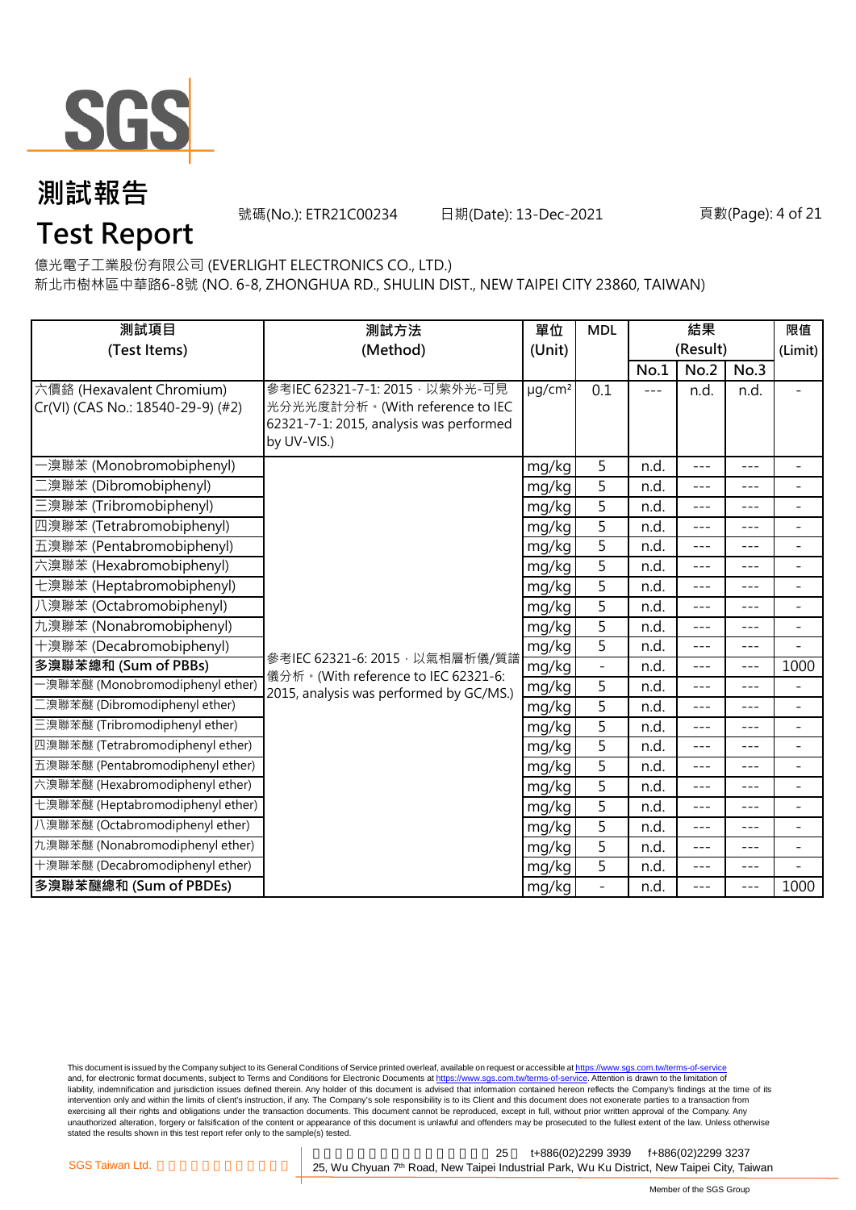# 測試報告

# Test Report

號碼(No.): ETR21C00234　　日期(Date): 13-Dec-2021

億光電子工業股份有限公司 (EVERLIGHT ELECTRONICS CO., LTD.)

新北市樹林區中華路6-8號 (NO. 6-8, ZHONGHUA RD., SHULIN DIST., NEW TAIPEI CITY 23860, TAIWAN)

| 測試項目 (Test Items) | 測試方法 (Method) | 單位 (Unit) | MDL | 結果 (Result) | | | 限值 (Limit) |
|---|---|---|---|---|---|---|---|
| | | | | No.1 | No.2 | No.3 | |
| 六價鉻 (Hexavalent Chromium) Cr(VI) (CAS No.: 18540-29-9) (#2) | 參考IEC 62321-7-1: 2015，以紫外光-可見光分光光度計分析。(With reference to IEC 62321-7-1: 2015, analysis was performed by UV-VIS.) | μg/cm² | 0.1 | --- | n.d. | n.d. | - |
| 一溴聯苯 (Monobromobiphenyl) | 參考IEC 62321-6: 2015，以氣相層析儀/質譜儀分析。(With reference to IEC 62321-6: 2015, analysis was performed by GC/MS.) | mg/kg | 5 | n.d. | --- | --- | - |
| 二溴聯苯 (Dibromobiphenyl) | | mg/kg | 5 | n.d. | --- | --- | - |
| 三溴聯苯 (Tribromobiphenyl) | | mg/kg | 5 | n.d. | --- | --- | - |
| 四溴聯苯 (Tetrabromobiphenyl) | | mg/kg | 5 | n.d. | --- | --- | - |
| 五溴聯苯 (Pentabromobiphenyl) | | mg/kg | 5 | n.d. | --- | --- | - |
| 六溴聯苯 (Hexabromobiphenyl) | | mg/kg | 5 | n.d. | --- | --- | - |
| 七溴聯苯 (Heptabromobiphenyl) | | mg/kg | 5 | n.d. | --- | --- | - |
| 八溴聯苯 (Octabromobiphenyl) | | mg/kg | 5 | n.d. | --- | --- | - |
| 九溴聯苯 (Nonabromobiphenyl) | | mg/kg | 5 | n.d. | --- | --- | - |
| 十溴聯苯 (Decabromobiphenyl) | | mg/kg | 5 | n.d. | --- | --- | - |
| **多溴聯苯總和 (Sum of PBBs)** | | mg/kg | - | n.d. | --- | --- | 1000 |
| 一溴聯苯醚 (Monobromodiphenyl ether) | | mg/kg | 5 | n.d. | --- | --- | - |
| 二溴聯苯醚 (Dibromodiphenyl ether) | | mg/kg | 5 | n.d. | --- | --- | - |
| 三溴聯苯醚 (Tribromodiphenyl ether) | | mg/kg | 5 | n.d. | --- | --- | - |
| 四溴聯苯醚 (Tetrabromodiphenyl ether) | | mg/kg | 5 | n.d. | --- | --- | - |
| 五溴聯苯醚 (Pentabromodiphenyl ether) | | mg/kg | 5 | n.d. | --- | --- | - |
| 六溴聯苯醚 (Hexabromodiphenyl ether) | | mg/kg | 5 | n.d. | --- | --- | - |
| 七溴聯苯醚 (Heptabromodiphenyl ether) | | mg/kg | 5 | n.d. | --- | --- | - |
| 八溴聯苯醚 (Octabromodiphenyl ether) | | mg/kg | 5 | n.d. | --- | --- | - |
| 九溴聯苯醚 (Nonabromodiphenyl ether) | | mg/kg | 5 | n.d. | --- | --- | - |
| 十溴聯苯醚 (Decabromodiphenyl ether) | | mg/kg | 5 | n.d. | --- | --- | - |
| **多溴聯苯醚總和 (Sum of PBDEs)** | | mg/kg | - | n.d. | --- | --- | 1000 |

This document is issued by the Company subject to its General Conditions of Service printed overleaf, available on request or accessible at https://www.sgs.com.tw/terms-of-service and, for electronic format documents, subject to Terms and Conditions for Electronic Documents at https://www.sgs.com.tw/terms-of-service. Attention is drawn to the limitation of liability, indemnification and jurisdiction issues defined therein. Any holder of this document is advised that information contained hereon reflects the Company's findings at the time of its intervention only and within the limits of client's instruction, if any. The Company's sole responsibility is to its Client and this document does not exonerate parties to a transaction from exercising all their rights and obligations under the transaction documents. This document cannot be reproduced, except in full, without prior written approval of the Company. Any unauthorized alteration, forgery or falsification of the content or appearance of this document is unlawful and offenders may be prosecuted to the fullest extent of the law. Unless otherwise stated the results shown in this test report refer only to the sample(s) tested.

SGS Taiwan Ltd. | 25 t+886(02)2299 3939 f+886(02)2299 3237 | 25, Wu Chyuan 7th Road, New Taipei Industrial Park, Wu Ku District, New Taipei City, Taiwan

Member of the SGS Group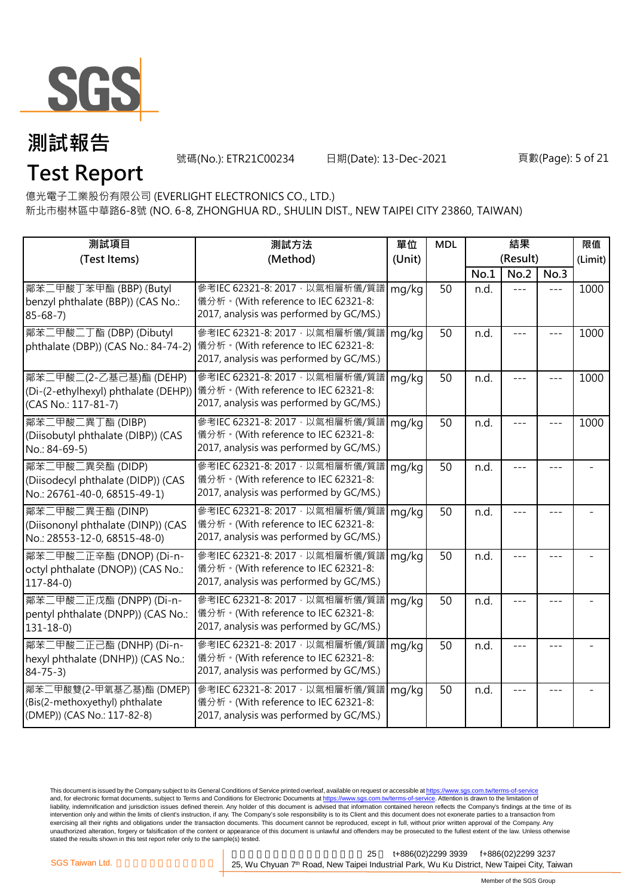# 測試報告

# Test Report

號碼(No.): ETR21C00234 日期(Date): 13-Dec-2021

億光電子工業股份有限公司 (EVERLIGHT ELECTRONICS CO., LTD.)

新北市樹林區中華路6-8號 (NO. 6-8, ZHONGHUA RD., SHULIN DIST., NEW TAIPEI CITY 23860, TAIWAN)

| 測試項目 (Test Items) | 測試方法 (Method) | 單位 (Unit) | MDL | 結果 (Result) | | | 限值 (Limit) |
|---|---|---|---|---|---|---|---|
| | | | | No.1 | No.2 | No.3 | |
| 鄰苯二甲酸丁苯甲酯 (BBP) (Butyl benzyl phthalate (BBP)) (CAS No.: 85-68-7) | 參考IEC 62321-8: 2017，以氣相層析儀/質譜儀分析。(With reference to IEC 62321-8: 2017, analysis was performed by GC/MS.) | mg/kg | 50 | n.d. | --- | --- | 1000 |
| 鄰苯二甲酸二丁酯 (DBP) (Dibutyl phthalate (DBP)) (CAS No.: 84-74-2) | 參考IEC 62321-8: 2017，以氣相層析儀/質譜儀分析。(With reference to IEC 62321-8: 2017, analysis was performed by GC/MS.) | mg/kg | 50 | n.d. | --- | --- | 1000 |
| 鄰苯二甲酸二(2-乙基己基)酯 (DEHP) (Di-(2-ethylhexyl) phthalate (DEHP)) (CAS No.: 117-81-7) | 參考IEC 62321-8: 2017，以氣相層析儀/質譜儀分析。(With reference to IEC 62321-8: 2017, analysis was performed by GC/MS.) | mg/kg | 50 | n.d. | --- | --- | 1000 |
| 鄰苯二甲酸二異丁酯 (DIBP) (Diisobutyl phthalate (DIBP)) (CAS No.: 84-69-5) | 參考IEC 62321-8: 2017，以氣相層析儀/質譜儀分析。(With reference to IEC 62321-8: 2017, analysis was performed by GC/MS.) | mg/kg | 50 | n.d. | --- | --- | 1000 |
| 鄰苯二甲酸二異癸酯 (DIDP) (Diisodecyl phthalate (DIDP)) (CAS No.: 26761-40-0, 68515-49-1) | 參考IEC 62321-8: 2017，以氣相層析儀/質譜儀分析。(With reference to IEC 62321-8: 2017, analysis was performed by GC/MS.) | mg/kg | 50 | n.d. | --- | --- | - |
| 鄰苯二甲酸二異壬酯 (DINP) (Diisononyl phthalate (DINP)) (CAS No.: 28553-12-0, 68515-48-0) | 參考IEC 62321-8: 2017，以氣相層析儀/質譜儀分析。(With reference to IEC 62321-8: 2017, analysis was performed by GC/MS.) | mg/kg | 50 | n.d. | --- | --- | - |
| 鄰苯二甲酸二正辛酯 (DNOP) (Di-n-octyl phthalate (DNOP)) (CAS No.: 117-84-0) | 參考IEC 62321-8: 2017，以氣相層析儀/質譜儀分析。(With reference to IEC 62321-8: 2017, analysis was performed by GC/MS.) | mg/kg | 50 | n.d. | --- | --- | - |
| 鄰苯二甲酸二正戊酯 (DNPP) (Di-n-pentyl phthalate (DNPP)) (CAS No.: 131-18-0) | 參考IEC 62321-8: 2017，以氣相層析儀/質譜儀分析。(With reference to IEC 62321-8: 2017, analysis was performed by GC/MS.) | mg/kg | 50 | n.d. | --- | --- | - |
| 鄰苯二甲酸二正己酯 (DNHP) (Di-n-hexyl phthalate (DNHP)) (CAS No.: 84-75-3) | 參考IEC 62321-8: 2017，以氣相層析儀/質譜儀分析。(With reference to IEC 62321-8: 2017, analysis was performed by GC/MS.) | mg/kg | 50 | n.d. | --- | --- | - |
| 鄰苯二甲酸雙(2-甲氧基乙基)酯 (DMEP) (Bis(2-methoxyethyl) phthalate (DMEP)) (CAS No.: 117-82-8) | 參考IEC 62321-8: 2017，以氣相層析儀/質譜儀分析。(With reference to IEC 62321-8: 2017, analysis was performed by GC/MS.) | mg/kg | 50 | n.d. | --- | --- | - |

This document is issued by the Company subject to its General Conditions of Service printed overleaf, available on request or accessible at https://www.sgs.com.tw/terms-of-service and, for electronic format documents, subject to Terms and Conditions for Electronic Documents at https://www.sgs.com.tw/terms-of-service. Attention is drawn to the limitation of liability, indemnification and jurisdiction issues defined therein. Any holder of this document is advised that information contained hereon reflects the Company's findings at the time of its intervention only and within the limits of client's instruction, if any. The Company's sole responsibility is to its Client and this document does not exonerate parties to a transaction from exercising all their rights and obligations under the transaction documents. This document cannot be reproduced, except in full, without prior written approval of the Company. Any unauthorized alteration, forgery or falsification of the content or appearance of this document is unlawful and offenders may be prosecuted to the fullest extent of the law. Unless otherwise stated the results shown in this test report refer only to the sample(s) tested.

SGS Taiwan Ltd. | 25, Wu Chyuan 7th Road, New Taipei Industrial Park, Wu Ku District, New Taipei City, Taiwan | t+886(02)2299 3939 f+886(02)2299 3237

Member of the SGS Group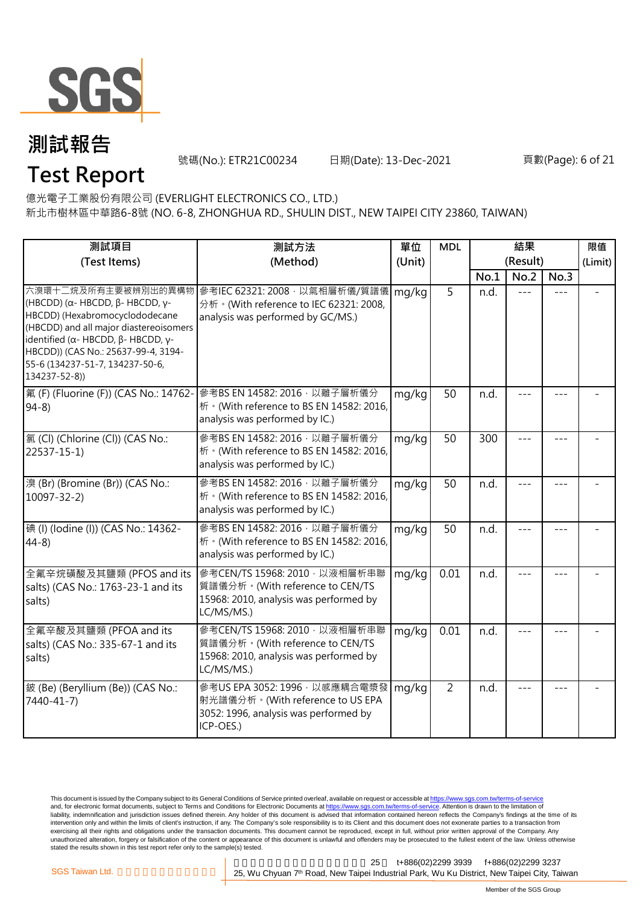# 測試報告

# Test Report

號碼(No.): ETR21C00234　　日期(Date): 13-Dec-2021

億光電子工業股份有限公司 (EVERLIGHT ELECTRONICS CO., LTD.)
新北市樹林區中華路6-8號 (NO. 6-8, ZHONGHUA RD., SHULIN DIST., NEW TAIPEI CITY 23860, TAIWAN)

| 測試項目 (Test Items) | 測試方法 (Method) | 單位 (Unit) | MDL | 結果 (Result) | | | 限值 (Limit) |
|---|---|---|---|---|---|---|---|
| | | | | No.1 | No.2 | No.3 | |
| 六溴環十二烷及所有主要被辨別出的異構物 (HBCDD) (α- HBCDD, β- HBCDD, γ- HBCDD) (Hexabromocyclododecane (HBCDD) and all major diastereoisomers identified (α- HBCDD, β- HBCDD, γ- HBCDD)) (CAS No.: 25637-99-4, 3194-55-6 (134237-51-7, 134237-50-6, 134237-52-8)) | 參考IEC 62321: 2008，以氣相層析儀/質譜儀分析。(With reference to IEC 62321: 2008, analysis was performed by GC/MS.) | mg/kg | 5 | n.d. | --- | --- | - |
| 氟 (F) (Fluorine (F)) (CAS No.: 14762-94-8) | 參考BS EN 14582: 2016，以離子層析儀分析。(With reference to BS EN 14582: 2016, analysis was performed by IC.) | mg/kg | 50 | n.d. | --- | --- | - |
| 氯 (Cl) (Chlorine (Cl)) (CAS No.: 22537-15-1) | 參考BS EN 14582: 2016，以離子層析儀分析。(With reference to BS EN 14582: 2016, analysis was performed by IC.) | mg/kg | 50 | 300 | --- | --- | - |
| 溴 (Br) (Bromine (Br)) (CAS No.: 10097-32-2) | 參考BS EN 14582: 2016，以離子層析儀分析。(With reference to BS EN 14582: 2016, analysis was performed by IC.) | mg/kg | 50 | n.d. | --- | --- | - |
| 碘 (I) (Iodine (I)) (CAS No.: 14362-44-8) | 參考BS EN 14582: 2016，以離子層析儀分析。(With reference to BS EN 14582: 2016, analysis was performed by IC.) | mg/kg | 50 | n.d. | --- | --- | - |
| 全氟辛烷磺酸及其鹽類 (PFOS and its salts) (CAS No.: 1763-23-1 and its salts) | 參考CEN/TS 15968: 2010，以液相層析串聯質譜儀分析。(With reference to CEN/TS 15968: 2010, analysis was performed by LC/MS/MS.) | mg/kg | 0.01 | n.d. | --- | --- | - |
| 全氟辛酸及其鹽類 (PFOA and its salts) (CAS No.: 335-67-1 and its salts) | 參考CEN/TS 15968: 2010，以液相層析串聯質譜儀分析。(With reference to CEN/TS 15968: 2010, analysis was performed by LC/MS/MS.) | mg/kg | 0.01 | n.d. | --- | --- | - |
| 鈹 (Be) (Beryllium (Be)) (CAS No.: 7440-41-7) | 參考US EPA 3052: 1996，以感應耦合電漿發射光譜儀分析。(With reference to US EPA 3052: 1996, analysis was performed by ICP-OES.) | mg/kg | 2 | n.d. | --- | --- | - |

This document is issued by the Company subject to its General Conditions of Service printed overleaf, available on request or accessible at https://www.sgs.com.tw/terms-of-service and, for electronic format documents, subject to Terms and Conditions for Electronic Documents at https://www.sgs.com.tw/terms-of-service. Attention is drawn to the limitation of liability, indemnification and jurisdiction issues defined therein. Any holder of this document is advised that information contained hereon reflects the Company's findings at the time of its intervention only and within the limits of client's instruction, if any. The Company's sole responsibility is to its Client and this document does not exonerate parties to a transaction from exercising all their rights and obligations under the transaction documents. This document cannot be reproduced, except in full, without prior written approval of the Company. Any unauthorized alteration, forgery or falsification of the content or appearance of this document is unlawful and offenders may be prosecuted to the fullest extent of the law. Unless otherwise stated the results shown in this test report refer only to the sample(s) tested.

SGS Taiwan Ltd. 25, Wu Chyuan 7th Road, New Taipei Industrial Park, Wu Ku District, New Taipei City, Taiwan t+886(02)2299 3939 f+886(02)2299 3237

Member of the SGS Group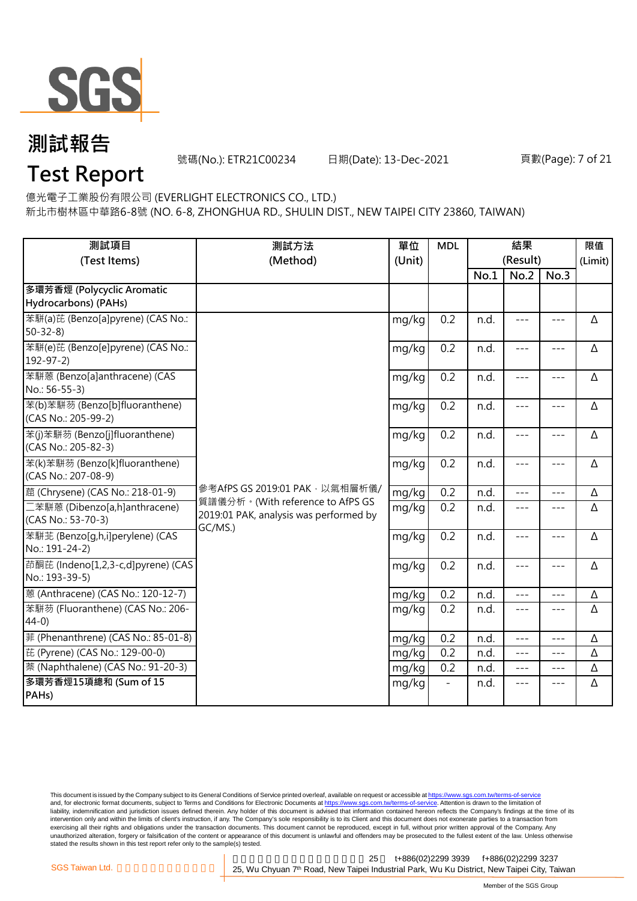# 測試報告

# Test Report

號碼(No.): ETR21C00234　　日期(Date): 13-Dec-2021

億光電子工業股份有限公司 (EVERLIGHT ELECTRONICS CO., LTD.)
新北市樹林區中華路6-8號 (NO. 6-8, ZHONGHUA RD., SHULIN DIST., NEW TAIPEI CITY 23860, TAIWAN)

| 測試項目 (Test Items) | 測試方法 (Method) | 單位 (Unit) | MDL | 結果 (Result) | | | 限值 (Limit) |
|---|---|---|---|---|---|---|---|
| | | | | No.1 | No.2 | No.3 | |
| **多環芳香烴 (Polycyclic Aromatic Hydrocarbons) (PAHs)** | | | | | | | |
| 苯駢(a)芘 (Benzo[a]pyrene) (CAS No.: 50-32-8) | 參考AfPS GS 2019:01 PAK，以氣相層析儀/質譜儀分析。(With reference to AfPS GS 2019:01 PAK, analysis was performed by GC/MS.) | mg/kg | 0.2 | n.d. | --- | --- | Δ |
| 苯駢(e)芘 (Benzo[e]pyrene) (CAS No.: 192-97-2) | | mg/kg | 0.2 | n.d. | --- | --- | Δ |
| 苯駢蒽 (Benzo[a]anthracene) (CAS No.: 56-55-3) | | mg/kg | 0.2 | n.d. | --- | --- | Δ |
| 苯(b)苯駢芴 (Benzo[b]fluoranthene) (CAS No.: 205-99-2) | | mg/kg | 0.2 | n.d. | --- | --- | Δ |
| 苯(j)苯駢芴 (Benzo[j]fluoranthene) (CAS No.: 205-82-3) | | mg/kg | 0.2 | n.d. | --- | --- | Δ |
| 苯(k)苯駢芴 (Benzo[k]fluoranthene) (CAS No.: 207-08-9) | | mg/kg | 0.2 | n.d. | --- | --- | Δ |
| 䓛 (Chrysene) (CAS No.: 218-01-9) | | mg/kg | 0.2 | n.d. | --- | --- | Δ |
| 二苯駢蒽 (Dibenzo[a,h]anthracene) (CAS No.: 53-70-3) | | mg/kg | 0.2 | n.d. | --- | --- | Δ |
| 苯駢苝 (Benzo[g,h,i]perylene) (CAS No.: 191-24-2) | | mg/kg | 0.2 | n.d. | --- | --- | Δ |
| 茚酮芘 (Indeno[1,2,3-c,d]pyrene) (CAS No.: 193-39-5) | | mg/kg | 0.2 | n.d. | --- | --- | Δ |
| 蒽 (Anthracene) (CAS No.: 120-12-7) | | mg/kg | 0.2 | n.d. | --- | --- | Δ |
| 苯駢芴 (Fluoranthene) (CAS No.: 206-44-0) | | mg/kg | 0.2 | n.d. | --- | --- | Δ |
| 菲 (Phenanthrene) (CAS No.: 85-01-8) | | mg/kg | 0.2 | n.d. | --- | --- | Δ |
| 芘 (Pyrene) (CAS No.: 129-00-0) | | mg/kg | 0.2 | n.d. | --- | --- | Δ |
| 萘 (Naphthalene) (CAS No.: 91-20-3) | | mg/kg | 0.2 | n.d. | --- | --- | Δ |
| **多環芳香烴15項總和 (Sum of 15 PAHs)** | | mg/kg | - | n.d. | --- | --- | Δ |

This document is issued by the Company subject to its General Conditions of Service printed overleaf, available on request or accessible at https://www.sgs.com.tw/terms-of-service and, for electronic format documents, subject to Terms and Conditions for Electronic Documents at https://www.sgs.com.tw/terms-of-service. Attention is drawn to the limitation of liability, indemnification and jurisdiction issues defined therein. Any holder of this document is advised that information contained hereon reflects the Company's findings at the time of its intervention only and within the limits of client's instruction, if any. The Company's sole responsibility is to its Client and this document does not exonerate parties to a transaction from exercising all their rights and obligations under the transaction documents. This document cannot be reproduced, except in full, without prior written approval of the Company. Any unauthorized alteration, forgery or falsification of the content or appearance of this document is unlawful and offenders may be prosecuted to the fullest extent of the law. Unless otherwise stated the results shown in this test report refer only to the sample(s) tested.

SGS Taiwan Ltd. | 25, Wu Chyuan 7th Road, New Taipei Industrial Park, Wu Ku District, New Taipei City, Taiwan | t+886(02)2299 3939 | f+886(02)2299 3237

Member of the SGS Group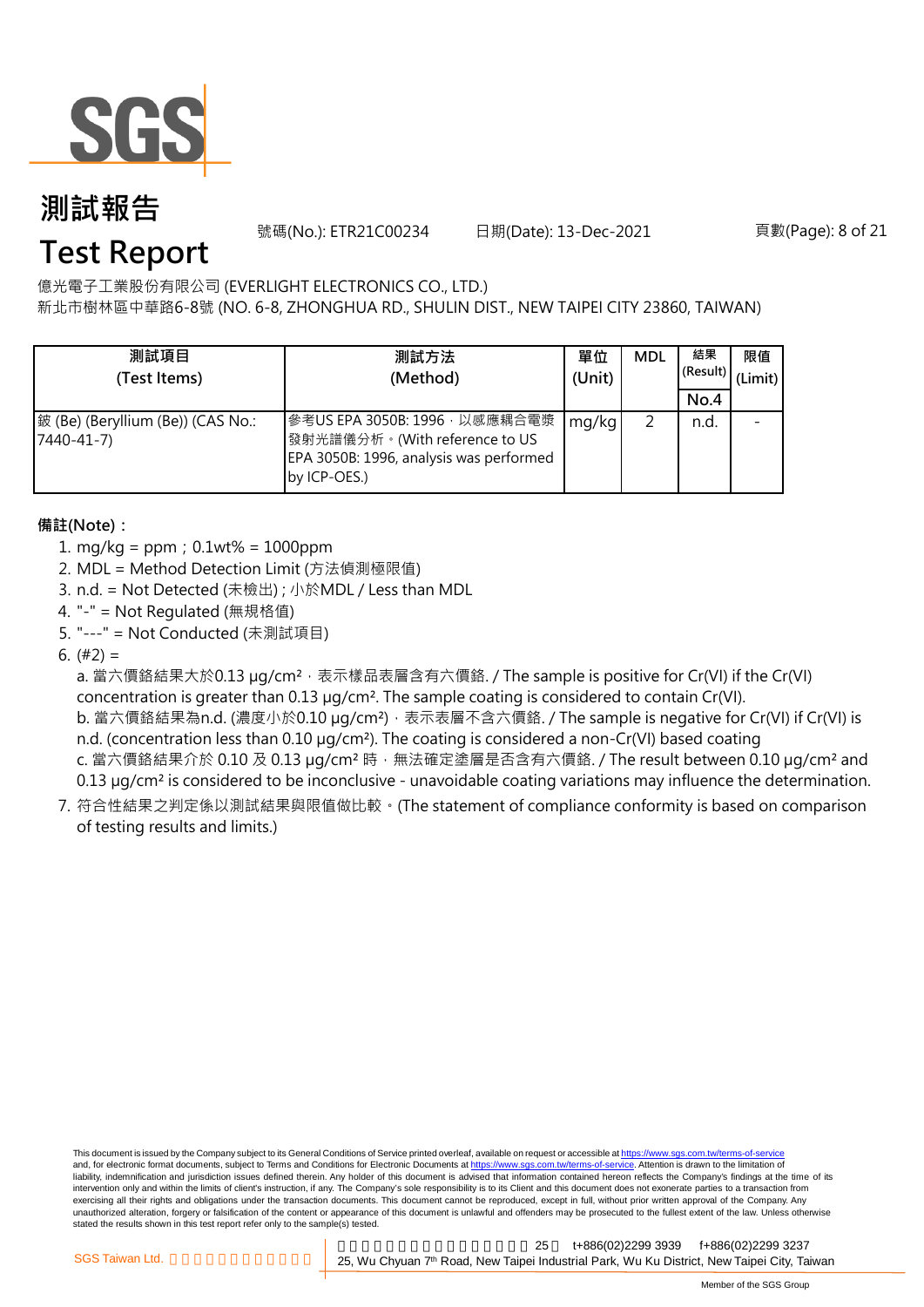# 測試報告

# Test Report

號碼(No.): ETR21C00234 日期(Date): 13-Dec-2021

億光電子工業股份有限公司 (EVERLIGHT ELECTRONICS CO., LTD.)
新北市樹林區中華路6-8號 (NO. 6-8, ZHONGHUA RD., SHULIN DIST., NEW TAIPEI CITY 23860, TAIWAN)

| 測試項目 (Test Items) | 測試方法 (Method) | 單位 (Unit) | MDL | 結果 (Result) No.4 | 限值 (Limit) |
|---|---|---|---|---|---|
| 鈹 (Be) (Beryllium (Be)) (CAS No.: 7440-41-7) | 參考US EPA 3050B: 1996，以感應耦合電漿發射光譜儀分析。(With reference to US EPA 3050B: 1996, analysis was performed by ICP-OES.) | mg/kg | 2 | n.d. | - |

**備註(Note)：**

1. mg/kg = ppm；0.1wt% = 1000ppm
2. MDL = Method Detection Limit (方法偵測極限值)
3. n.d. = Not Detected (未檢出) ; 小於MDL / Less than MDL
4. "-" = Not Regulated (無規格值)
5. "---" = Not Conducted (未測試項目)
6. (#2) =
   a. 當六價鉻結果大於0.13 μg/cm²，表示樣品表層含有六價鉻. / The sample is positive for Cr(VI) if the Cr(VI) concentration is greater than 0.13 μg/cm². The sample coating is considered to contain Cr(VI).
   b. 當六價鉻結果為n.d. (濃度小於0.10 μg/cm²)，表示表層不含六價鉻. / The sample is negative for Cr(VI) if Cr(VI) is n.d. (concentration less than 0.10 μg/cm²). The coating is considered a non-Cr(VI) based coating
   c. 當六價鉻結果介於 0.10 及 0.13 μg/cm² 時，無法確定塗層是否含有六價鉻. / The result between 0.10 μg/cm² and 0.13 μg/cm² is considered to be inconclusive - unavoidable coating variations may influence the determination.
7. 符合性結果之判定係以測試結果與限值做比較。(The statement of compliance conformity is based on comparison of testing results and limits.)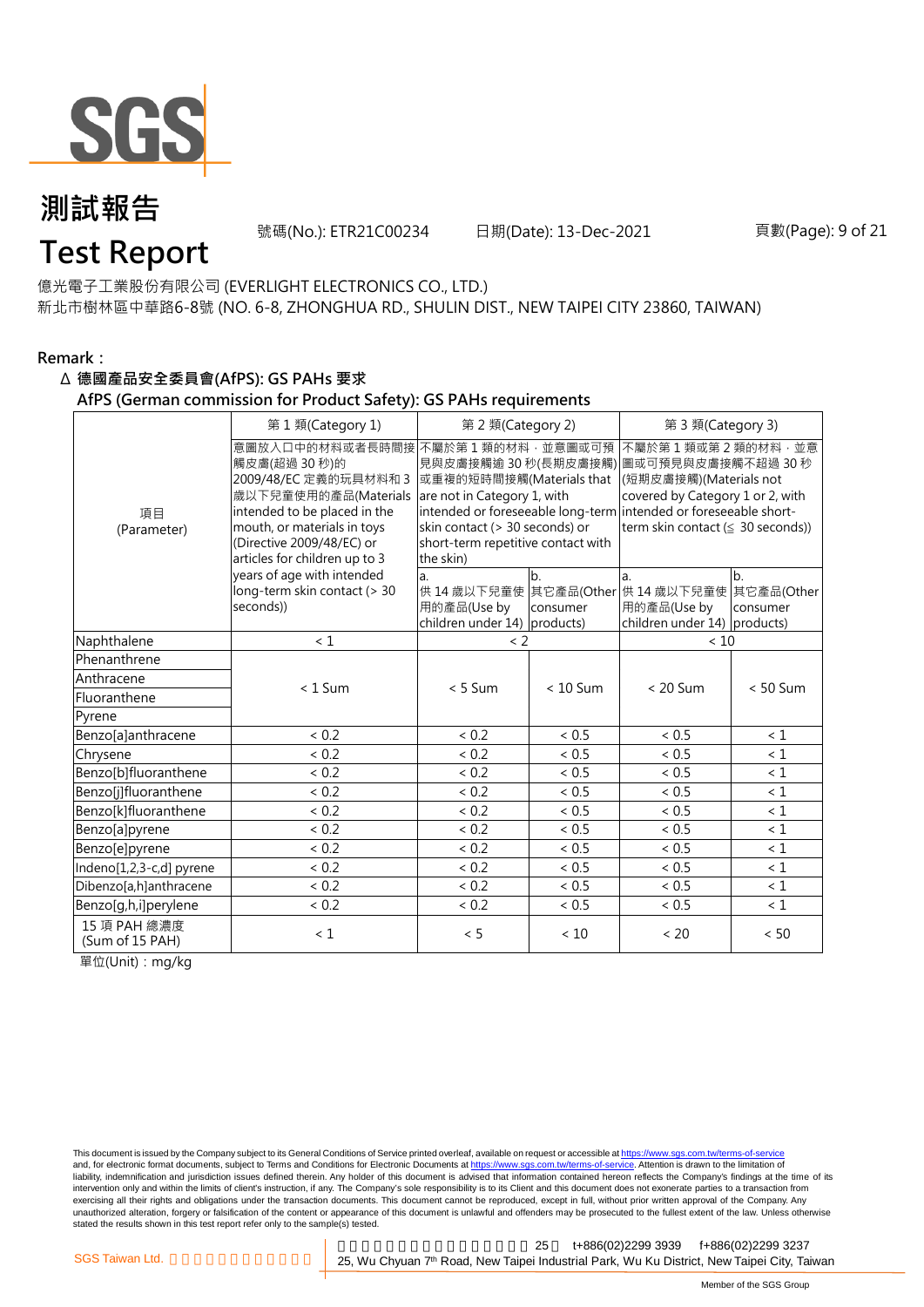億光電子工業股份有限公司 (EVERLIGHT ELECTRONICS CO., LTD.)
新北市樹林區中華路6-8號 (NO. 6-8, ZHONGHUA RD., SHULIN DIST., NEW TAIPEI CITY 23860, TAIWAN)

**Remark：**

**Δ 德國產品安全委員會(AfPS): GS PAHs 要求**

**AfPS (German commission for Product Safety): GS PAHs requirements**

| 項目 (Parameter) | 第 1 類(Category 1) | 第 2 類(Category 2) | | 第 3 類(Category 3) | |
|---|---|---|---|---|---|
| | 意圖放入口中的材料或者長時間接觸皮膚(超過 30 秒)的 2009/48/EC 定義的玩具材料和 3 歲以下兒童使用的產品(Materials intended to be placed in the mouth, or materials in toys (Directive 2009/48/EC) or articles for children up to 3 years of age with intended long-term skin contact (> 30 seconds)) | 不屬於第 1 類的材料，並意圖或可預見與皮膚接觸逾 30 秒(長期皮膚接觸)或重複的短時間接觸(Materials that are not in Category 1, with intended or foreseeable long-term skin contact (> 30 seconds) or short-term repetitive contact with the skin) | | 不屬於第 1 類或第 2 類的材料，並意圖或可預見與皮膚接觸不超過 30 秒(短期皮膚接觸)(Materials not covered by Category 1 or 2, with intended or foreseeable short-term skin contact (≦ 30 seconds)) | |
| | | a. 供 14 歲以下兒童使用的產品(Use by children under 14) | b. 其它產品(Other consumer products) | a. 供 14 歲以下兒童使用的產品(Use by children under 14) | b. 其它產品(Other consumer products) |
| Naphthalene | < 1 | < 2 | | < 10 | |
| Phenanthrene | < 1 Sum | < 5 Sum | < 10 Sum | < 20 Sum | < 50 Sum |
| Anthracene | | | | | |
| Fluoranthene | | | | | |
| Pyrene | | | | | |
| Benzo[a]anthracene | < 0.2 | < 0.2 | < 0.5 | < 0.5 | < 1 |
| Chrysene | < 0.2 | < 0.2 | < 0.5 | < 0.5 | < 1 |
| Benzo[b]fluoranthene | < 0.2 | < 0.2 | < 0.5 | < 0.5 | < 1 |
| Benzo[j]fluoranthene | < 0.2 | < 0.2 | < 0.5 | < 0.5 | < 1 |
| Benzo[k]fluoranthene | < 0.2 | < 0.2 | < 0.5 | < 0.5 | < 1 |
| Benzo[a]pyrene | < 0.2 | < 0.2 | < 0.5 | < 0.5 | < 1 |
| Benzo[e]pyrene | < 0.2 | < 0.2 | < 0.5 | < 0.5 | < 1 |
| Indeno[1,2,3-c,d] pyrene | < 0.2 | < 0.2 | < 0.5 | < 0.5 | < 1 |
| Dibenzo[a,h]anthracene | < 0.2 | < 0.2 | < 0.5 | < 0.5 | < 1 |
| Benzo[g,h,i]perylene | < 0.2 | < 0.2 | < 0.5 | < 0.5 | < 1 |
| 15 項 PAH 總濃度 (Sum of 15 PAH) | < 1 | < 5 | < 10 | < 20 | < 50 |

單位(Unit)：mg/kg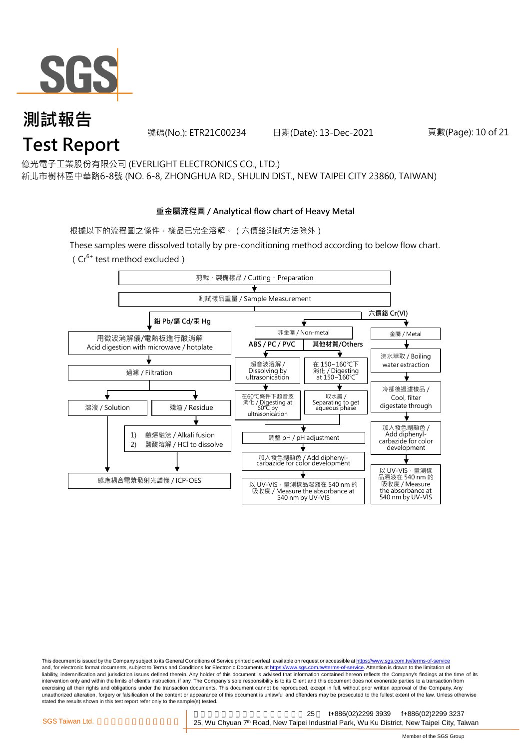億光電子工業股份有限公司 (EVERLIGHT ELECTRONICS CO., LTD.)
新北市樹林區中華路6-8號 (NO. 6-8, ZHONGHUA RD., SHULIN DIST., NEW TAIPEI CITY 23860, TAIWAN)

## 重金屬流程圖 / Analytical flow chart of Heavy Metal

根據以下的流程圖之條件，樣品已完全溶解。（六價鉻測試方法除外）

These samples were dissolved totally by pre-conditioning method according to below flow chart. （$Cr^{6+}$ test method excluded）

剪裁、製備樣品 / Cutting、Preparation
↓
測試樣品重量 / Sample Measurement

**鉛 Pb/鎘 Cd/汞 Hg**
- 用微波消解儀/電熱板進行酸消解 / Acid digestion with microwave / hotplate
- ↓ 過濾 / Filtration
- ↓ 溶液 / Solution → 感應耦合電漿發射光譜儀 / ICP-OES
- ↓ 殘渣 / Residue
  - 1) 鹼熔融法 / Alkali fusion
  - 2) 鹽酸溶解 / HCl to dissolve
  - ↓ 感應耦合電漿發射光譜儀 / ICP-OES

**六價鉻 Cr(VI)**

非金屬 / Non-metal
- **ABS / PC / PVC**
  - 超音波溶解 / Dissolving by ultrasonication
  - ↓ 在60℃條件下超音波消化 / Digesting at 60℃ by ultrasonication
- **其他材質/Others**
  - 在 150~160℃下消化 / Digesting at 150~160℃
  - ↓ 取水層 / Separating to get aqueous phase
- ↓ 調整 pH / pH adjustment
- ↓ 加入發色劑顯色 / Add diphenyl-carbazide for color development
- ↓ 以 UV-VIS，量測樣品溶液在 540 nm 的吸收度 / Measure the absorbance at 540 nm by UV-VIS

金屬 / Metal
- ↓ 沸水萃取 / Boiling water extraction
- ↓ 冷卻後過濾樣品 / Cool, filter digestate through
- ↓ 加入發色劑顯色 / Add diphenyl-carbazide for color development
- ↓ 以 UV-VIS，量測樣品溶液在 540 nm 的吸收度 / Measure the absorbance at 540 nm by UV-VIS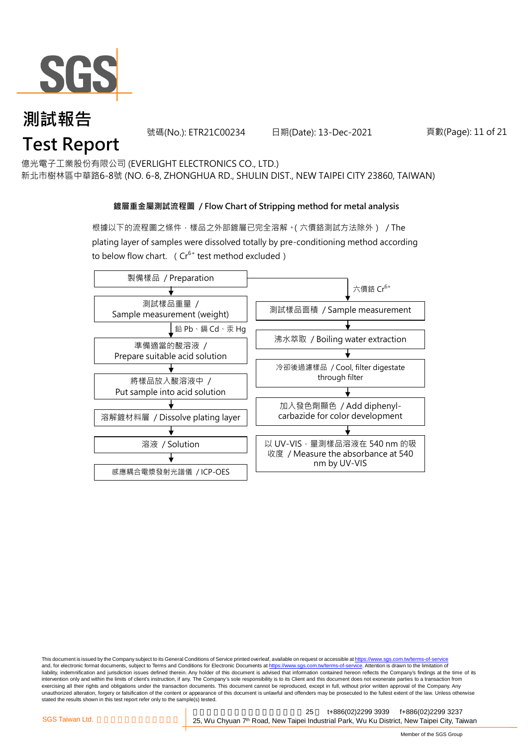# 測試報告
# Test Report

號碼(No.): ETR21C00234　　日期(Date): 13-Dec-2021

億光電子工業股份有限公司 (EVERLIGHT ELECTRONICS CO., LTD.)
新北市樹林區中華路6-8號 (NO. 6-8, ZHONGHUA RD., SHULIN DIST., NEW TAIPEI CITY 23860, TAIWAN)

**鍍層重金屬測試流程圖 / Flow Chart of Stripping method for metal analysis**

根據以下的流程圖之條件，樣品之外部鍍層已完全溶解。( 六價鉻測試方法除外 ) / The plating layer of samples were dissolved totally by pre-conditioning method according to below flow chart. ( $Cr^{6+}$ test method excluded )

- 製備樣品 / Preparation
  - 測試樣品重量 / Sample measurement (weight)
    - 鉛 Pb、鎘 Cd、汞 Hg
    - 準備適當的酸溶液 / Prepare suitable acid solution
    - 將樣品放入酸溶液中 / Put sample into acid solution
    - 溶解鍍材料層 / Dissolve plating layer
    - 溶液 / Solution
    - 感應耦合電漿發射光譜儀 / ICP-OES
  - 六價鉻 $Cr^{6+}$
    - 測試樣品面積 / Sample measurement
    - 沸水萃取 / Boiling water extraction
    - 冷卻後過濾樣品 / Cool, filter digestate through filter
    - 加入發色劑顯色 / Add diphenyl-carbazide for color development
    - 以 UV-VIS，量測樣品溶液在 540 nm 的吸收度 / Measure the absorbance at 540 nm by UV-VIS

This document is issued by the Company subject to its General Conditions of Service printed overleaf, available on request or accessible at https://www.sgs.com.tw/terms-of-service and, for electronic format documents, subject to Terms and Conditions for Electronic Documents at https://www.sgs.com.tw/terms-of-service. Attention is drawn to the limitation of liability, indemnification and jurisdiction issues defined therein. Any holder of this document is advised that information contained hereon reflects the Company's findings at the time of its intervention only and within the limits of client's instruction, if any. The Company's sole responsibility is to its Client and this document does not exonerate parties to a transaction from exercising all their rights and obligations under the transaction documents. This document cannot be reproduced, except in full, without prior written approval of the Company. Any unauthorized alteration, forgery or falsification of the content or appearance of this document is unlawful and offenders may be prosecuted to the fullest extent of the law. Unless otherwise stated the results shown in this test report refer only to the sample(s) tested.

SGS Taiwan Ltd.　25, Wu Chyuan 7th Road, New Taipei Industrial Park, Wu Ku District, New Taipei City, Taiwan　t+886(02)2299 3939　f+886(02)2299 3237

Member of the SGS Group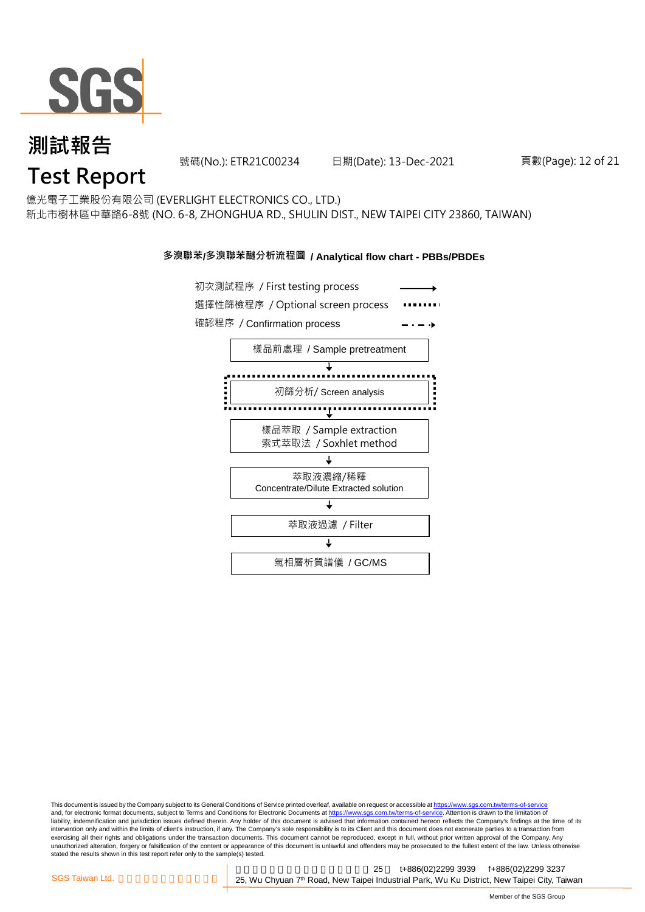# 測試報告
# Test Report

號碼(No.): ETR21C00234　　日期(Date): 13-Dec-2021

億光電子工業股份有限公司 (EVERLIGHT ELECTRONICS CO., LTD.)
新北市樹林區中華路6-8號 (NO. 6-8, ZHONGHUA RD., SHULIN DIST., NEW TAIPEI CITY 23860, TAIWAN)

## 多溴聯苯/多溴聯苯醚分析流程圖 / Analytical flow chart - PBBs/PBDEs

初次測試程序 / First testing process →
選擇性篩檢程序 / Optional screen process ········
確認程序 / Confirmation process - · - →

- 樣品前處理 / Sample pretreatment
- ↓
- 初篩分析/ Screen analysis
- ↓
- 樣品萃取 / Sample extraction
  索式萃取法 / Soxhlet method
- ↓
- 萃取液濃縮/稀釋
  Concentrate/Dilute Extracted solution
- ↓
- 萃取液過濾 / Filter
- ↓
- 氣相層析質譜儀 / GC/MS

This document is issued by the Company subject to its General Conditions of Service printed overleaf, available on request or accessible at https://www.sgs.com.tw/terms-of-service and, for electronic format documents, subject to Terms and Conditions for Electronic Documents at https://www.sgs.com.tw/terms-of-service. Attention is drawn to the limitation of liability, indemnification and jurisdiction issues defined therein. Any holder of this document is advised that information contained hereon reflects the Company's findings at the time of its intervention only and within the limits of client's instruction, if any. The Company's sole responsibility is to its Client and this document does not exonerate parties to a transaction from exercising all their rights and obligations under the transaction documents. This document cannot be reproduced, except in full, without prior written approval of the Company. Any unauthorized alteration, forgery or falsification of the content or appearance of this document is unlawful and offenders may be prosecuted to the fullest extent of the law. Unless otherwise stated the results shown in this test report refer only to the sample(s) tested.

SGS Taiwan Ltd. 台灣檢驗科技股份有限公司 | 新北市五股區新北產業園區五權七路25號 t+886(02)2299 3939 f+886(02)2299 3237
25, Wu Chyuan 7th Road, New Taipei Industrial Park, Wu Ku District, New Taipei City, Taiwan

Member of the SGS Group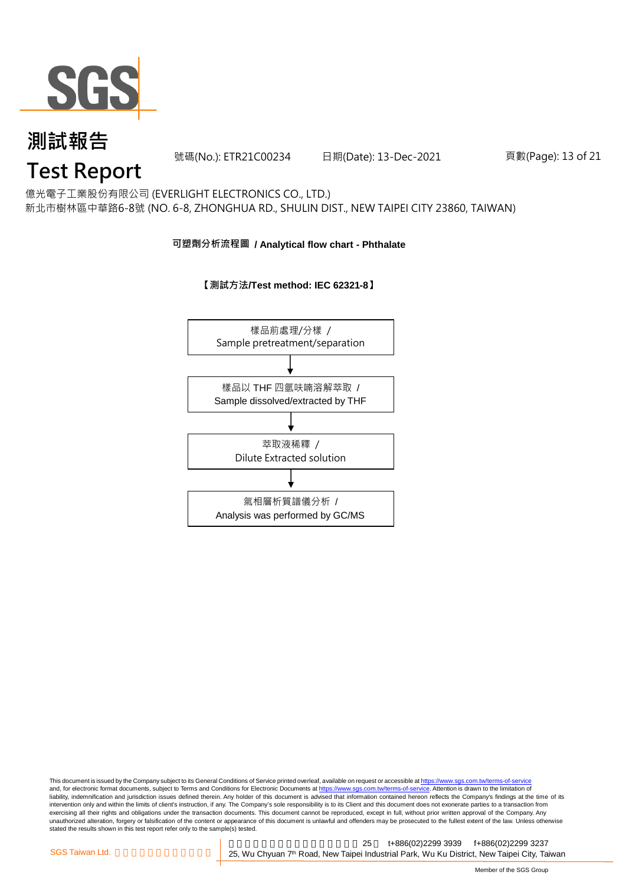# 測試報告
# Test Report

號碼(No.): ETR21C00234　　日期(Date): 13-Dec-2021

億光電子工業股份有限公司 (EVERLIGHT ELECTRONICS CO., LTD.)
新北市樹林區中華路6-8號 (NO. 6-8, ZHONGHUA RD., SHULIN DIST., NEW TAIPEI CITY 23860, TAIWAN)

**可塑劑分析流程圖 / Analytical flow chart - Phthalate**

**【測試方法/Test method: IEC 62321-8】**

樣品前處理/分樣 /
Sample pretreatment/separation

↓

樣品以 THF 四氫呋喃溶解萃取 /
Sample dissolved/extracted by THF

↓

萃取液稀釋 /
Dilute Extracted solution

↓

氣相層析質譜儀分析 /
Analysis was performed by GC/MS

This document is issued by the Company subject to its General Conditions of Service printed overleaf, available on request or accessible at https://www.sgs.com.tw/terms-of-service and, for electronic format documents, subject to Terms and Conditions for Electronic Documents at https://www.sgs.com.tw/terms-of-service. Attention is drawn to the limitation of liability, indemnification and jurisdiction issues defined therein. Any holder of this document is advised that information contained hereon reflects the Company's findings at the time of its intervention only and within the limits of client's instruction, if any. The Company's sole responsibility is to its Client and this document does not exonerate parties to a transaction from exercising all their rights and obligations under the transaction documents. This document cannot be reproduced, except in full, without prior written approval of the Company. Any unauthorized alteration, forgery or falsification of the content or appearance of this document is unlawful and offenders may be prosecuted to the fullest extent of the law. Unless otherwise stated the results shown in this test report refer only to the sample(s) tested.

SGS Taiwan Ltd.　25　t+886(02)2299 3939　f+886(02)2299 3237
25, Wu Chyuan 7th Road, New Taipei Industrial Park, Wu Ku District, New Taipei City, Taiwan

Member of the SGS Group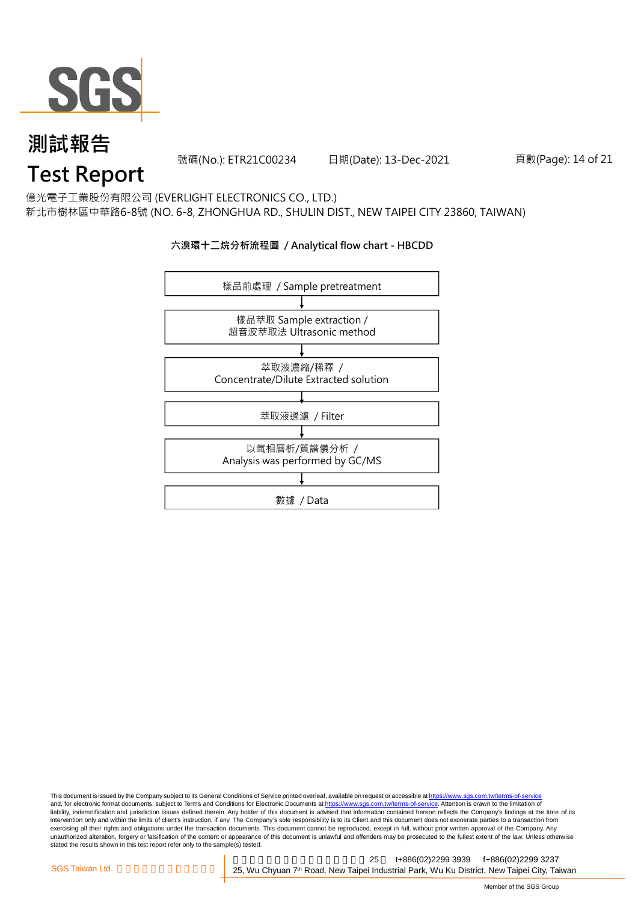# 測試報告

# Test Report

號碼(No.): ETR21C00234 日期(Date): 13-Dec-2021

億光電子工業股份有限公司 (EVERLIGHT ELECTRONICS CO., LTD.)
新北市樹林區中華路6-8號 (NO. 6-8, ZHONGHUA RD., SHULIN DIST., NEW TAIPEI CITY 23860, TAIWAN)

**六溴環十二烷分析流程圖 / Analytical flow chart - HBCDD**

樣品前處理 / Sample pretreatment

↓

樣品萃取 Sample extraction /
超音波萃取法 Ultrasonic method

↓

萃取液濃縮/稀釋 /
Concentrate/Dilute Extracted solution

↓

萃取液過濾 / Filter

↓

以氣相層析/質譜儀分析 /
Analysis was performed by GC/MS

↓

數據 / Data

This document is issued by the Company subject to its General Conditions of Service printed overleaf, available on request or accessible at https://www.sgs.com.tw/terms-of-service and, for electronic format documents, subject to Terms and Conditions for Electronic Documents at https://www.sgs.com.tw/terms-of-service. Attention is drawn to the limitation of liability, indemnification and jurisdiction issues defined therein. Any holder of this document is advised that information contained hereon reflects the Company's findings at the time of its intervention only and within the limits of client's instruction, if any. The Company's sole responsibility is to its Client and this document does not exonerate parties to a transaction from exercising all their rights and obligations under the transaction documents. This document cannot be reproduced, except in full, without prior written approval of the Company. Any unauthorized alteration, forgery or falsification of the content or appearance of this document is unlawful and offenders may be prosecuted to the fullest extent of the law. Unless otherwise stated the results shown in this test report refer only to the sample(s) tested.

SGS Taiwan Ltd. | 25, Wu Chyuan 7th Road, New Taipei Industrial Park, Wu Ku District, New Taipei City, Taiwan | t+886(02)2299 3939 | f+886(02)2299 3237

Member of the SGS Group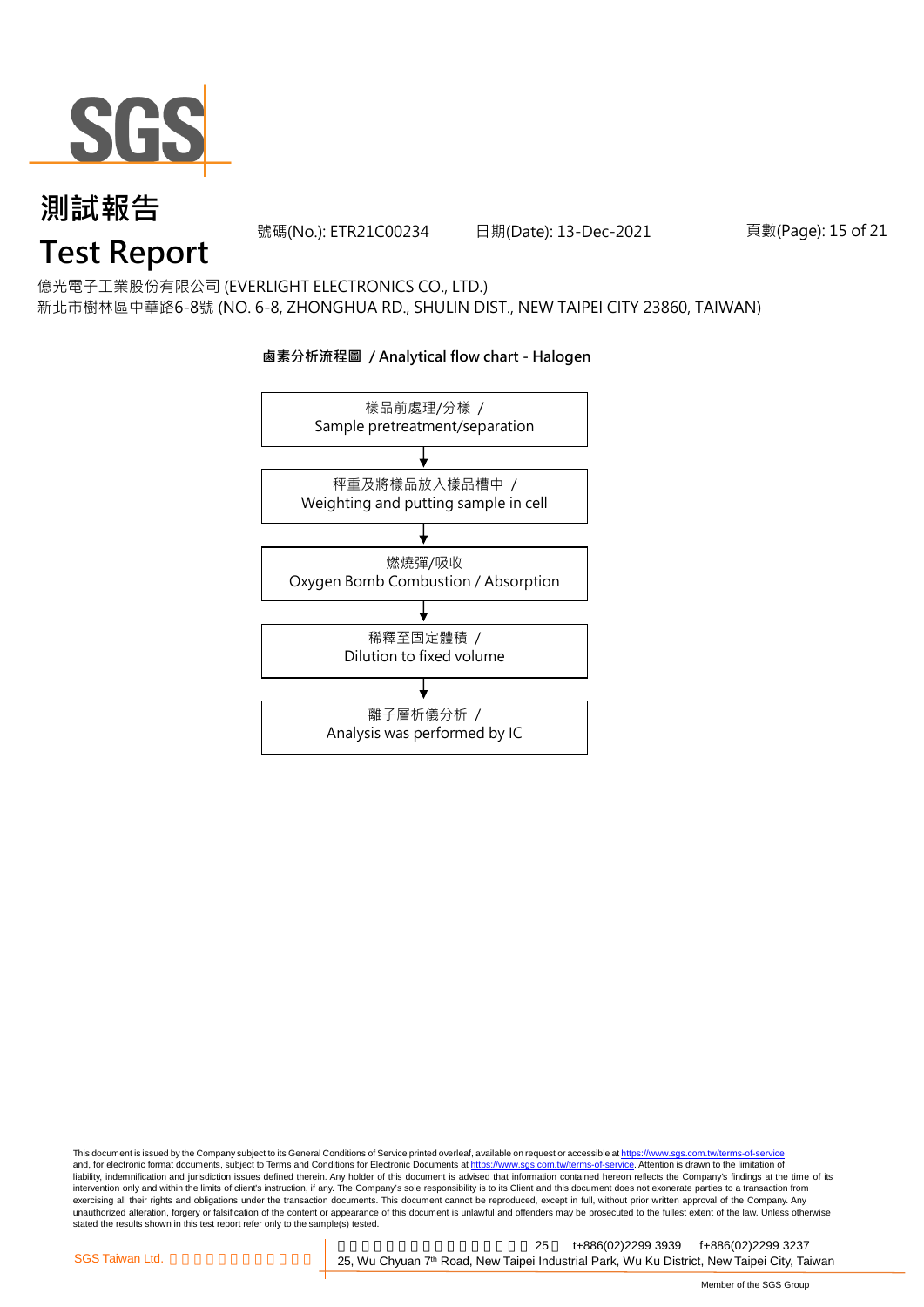# 測試報告
# Test Report

號碼(No.): ETR21C00234 日期(Date): 13-Dec-2021

億光電子工業股份有限公司 (EVERLIGHT ELECTRONICS CO., LTD.)
新北市樹林區中華路6-8號 (NO. 6-8, ZHONGHUA RD., SHULIN DIST., NEW TAIPEI CITY 23860, TAIWAN)

**鹵素分析流程圖 / Analytical flow chart - Halogen**

樣品前處理/分樣 /
Sample pretreatment/separation

↓

秤重及將樣品放入樣品槽中 /
Weighting and putting sample in cell

↓

燃燒彈/吸收
Oxygen Bomb Combustion / Absorption

↓

稀釋至固定體積 /
Dilution to fixed volume

↓

離子層析儀分析 /
Analysis was performed by IC

This document is issued by the Company subject to its General Conditions of Service printed overleaf, available on request or accessible at https://www.sgs.com.tw/terms-of-service and, for electronic format documents, subject to Terms and Conditions for Electronic Documents at https://www.sgs.com.tw/terms-of-service. Attention is drawn to the limitation of liability, indemnification and jurisdiction issues defined therein. Any holder of this document is advised that information contained hereon reflects the Company's findings at the time of its intervention only and within the limits of client's instruction, if any. The Company's sole responsibility is to its Client and this document does not exonerate parties to a transaction from exercising all their rights and obligations under the transaction documents. This document cannot be reproduced, except in full, without prior written approval of the Company. Any unauthorized alteration, forgery or falsification of the content or appearance of this document is unlawful and offenders may be prosecuted to the fullest extent of the law. Unless otherwise stated the results shown in this test report refer only to the sample(s) tested.

SGS Taiwan Ltd. | 25, Wu Chyuan 7th Road, New Taipei Industrial Park, Wu Ku District, New Taipei City, Taiwan | t+886(02)2299 3939 f+886(02)2299 3237

Member of the SGS Group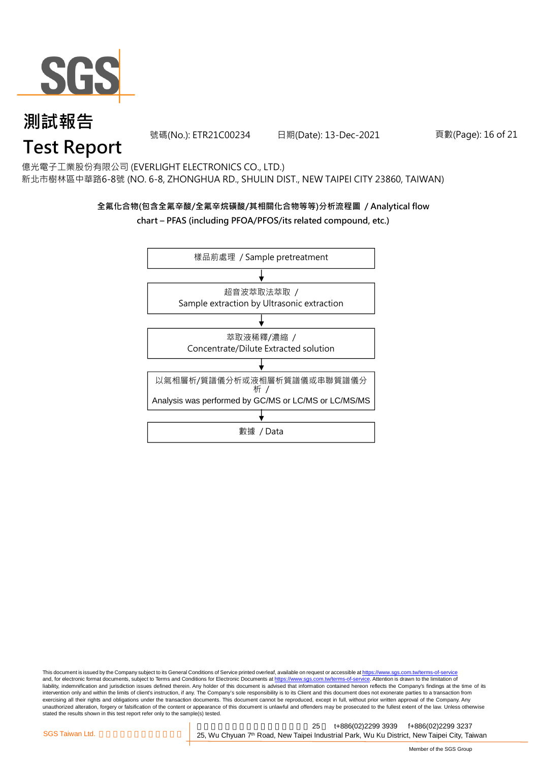億光電子工業股份有限公司 (EVERLIGHT ELECTRONICS CO., LTD.)
新北市樹林區中華路6-8號 (NO. 6-8, ZHONGHUA RD., SHULIN DIST., NEW TAIPEI CITY 23860, TAIWAN)

**全氟化合物(包含全氟辛酸/全氟辛烷磺酸/其相關化合物等等)分析流程圖 / Analytical flow chart – PFAS (including PFOA/PFOS/its related compound, etc.)**

樣品前處理 / Sample pretreatment

↓

超音波萃取法萃取 / Sample extraction by Ultrasonic extraction

↓

萃取液稀釋/濃縮 / Concentrate/Dilute Extracted solution

↓

以氣相層析/質譜儀分析或液相層析質譜儀或串聯質譜儀分析 / Analysis was performed by GC/MS or LC/MS or LC/MS/MS

↓

數據 / Data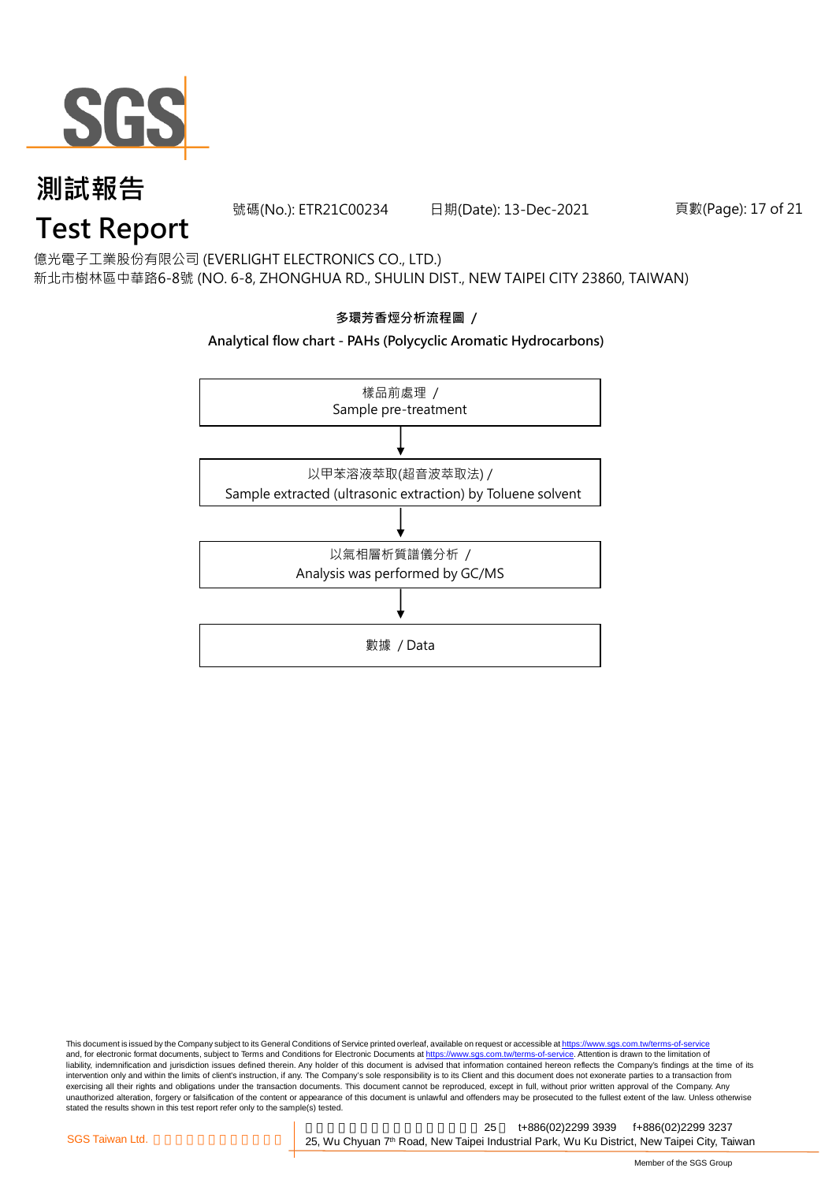# 測試報告

# Test Report

號碼(No.): ETR21C00234　　日期(Date): 13-Dec-2021

億光電子工業股份有限公司 (EVERLIGHT ELECTRONICS CO., LTD.)
新北市樹林區中華路6-8號 (NO. 6-8, ZHONGHUA RD., SHULIN DIST., NEW TAIPEI CITY 23860, TAIWAN)

**多環芳香烴分析流程圖 /**

**Analytical flow chart - PAHs (Polycyclic Aromatic Hydrocarbons)**

樣品前處理 /
Sample pre-treatment

↓

以甲苯溶液萃取(超音波萃取法) /
Sample extracted (ultrasonic extraction) by Toluene solvent

↓

以氣相層析質譜儀分析 /
Analysis was performed by GC/MS

↓

數據 / Data

This document is issued by the Company subject to its General Conditions of Service printed overleaf, available on request or accessible at https://www.sgs.com.tw/terms-of-service and, for electronic format documents, subject to Terms and Conditions for Electronic Documents at https://www.sgs.com.tw/terms-of-service. Attention is drawn to the limitation of liability, indemnification and jurisdiction issues defined therein. Any holder of this document is advised that information contained hereon reflects the Company's findings at the time of its intervention only and within the limits of client's instruction, if any. The Company's sole responsibility is to its Client and this document does not exonerate parties to a transaction from exercising all their rights and obligations under the transaction documents. This document cannot be reproduced, except in full, without prior written approval of the Company. Any unauthorized alteration, forgery or falsification of the content or appearance of this document is unlawful and offenders may be prosecuted to the fullest extent of the law. Unless otherwise stated the results shown in this test report refer only to the sample(s) tested.

SGS Taiwan Ltd. | 25, Wu Chyuan 7th Road, New Taipei Industrial Park, Wu Ku District, New Taipei City, Taiwan | t+886(02)2299 3939 | f+886(02)2299 3237

Member of the SGS Group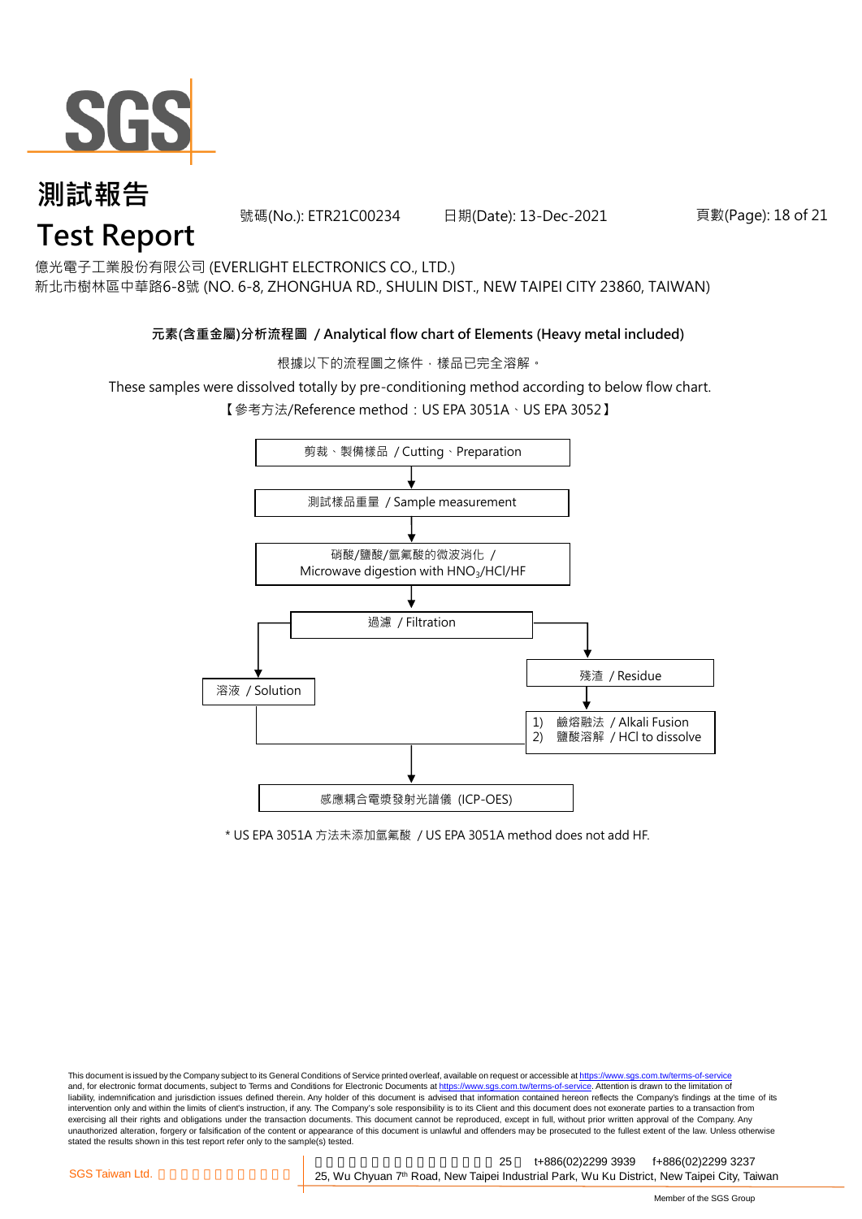# 測試報告

# Test Report

號碼(No.): ETR21C00234　　日期(Date): 13-Dec-2021

億光電子工業股份有限公司 (EVERLIGHT ELECTRONICS CO., LTD.)
新北市樹林區中華路6-8號 (NO. 6-8, ZHONGHUA RD., SHULIN DIST., NEW TAIPEI CITY 23860, TAIWAN)

**元素(含重金屬)分析流程圖 / Analytical flow chart of Elements (Heavy metal included)**

根據以下的流程圖之條件，樣品已完全溶解。

These samples were dissolved totally by pre-conditioning method according to below flow chart.

【參考方法/Reference method：US EPA 3051A、US EPA 3052】

剪裁、製備樣品 / Cutting、Preparation

↓

測試樣品重量 / Sample measurement

↓

硝酸/鹽酸/氫氟酸的微波消化 / Microwave digestion with $HNO_3$/HCl/HF

↓

過濾 / Filtration

- 溶液 / Solution
- 殘渣 / Residue
  ↓
  1) 鹼熔融法 / Alkali Fusion
  2) 鹽酸溶解 / HCl to dissolve

↓

感應耦合電漿發射光譜儀 (ICP-OES)

* US EPA 3051A 方法未添加氫氟酸 / US EPA 3051A method does not add HF.

This document is issued by the Company subject to its General Conditions of Service printed overleaf, available on request or accessible at https://www.sgs.com.tw/terms-of-service and, for electronic format documents, subject to Terms and Conditions for Electronic Documents at https://www.sgs.com.tw/terms-of-service. Attention is drawn to the limitation of liability, indemnification and jurisdiction issues defined therein. Any holder of this document is advised that information contained hereon reflects the Company's findings at the time of its intervention only and within the limits of client's instruction, if any. The Company's sole responsibility is to its Client and this document does not exonerate parties to a transaction from exercising all their rights and obligations under the transaction documents. This document cannot be reproduced, except in full, without prior written approval of the Company. Any unauthorized alteration, forgery or falsification of the content or appearance of this document is unlawful and offenders may be prosecuted to the fullest extent of the law. Unless otherwise stated the results shown in this test report refer only to the sample(s) tested.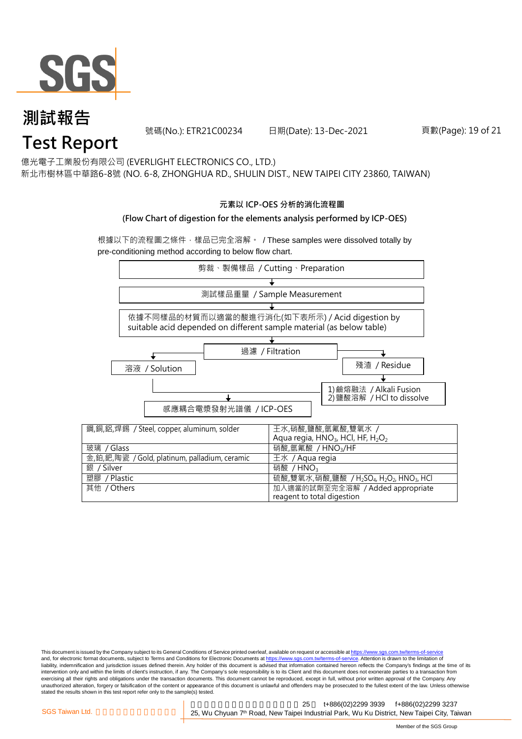# 測試報告
# Test Report

號碼(No.): ETR21C00234　　日期(Date): 13-Dec-2021

億光電子工業股份有限公司 (EVERLIGHT ELECTRONICS CO., LTD.)
新北市樹林區中華路6-8號 (NO. 6-8, ZHONGHUA RD., SHULIN DIST., NEW TAIPEI CITY 23860, TAIWAN)

**元素以 ICP-OES 分析的消化流程圖**

**(Flow Chart of digestion for the elements analysis performed by ICP-OES)**

根據以下的流程圖之條件，樣品已完全溶解。 / These samples were dissolved totally by pre-conditioning method according to below flow chart.

剪裁、製備樣品 / Cutting、Preparation

↓

測試樣品重量 / Sample Measurement

↓

依據不同樣品的材質而以適當的酸進行消化(如下表所示) / Acid digestion by suitable acid depended on different sample material (as below table)

↓

過濾 / Filtration

- 溶液 / Solution → 感應耦合電漿發射光譜儀 / ICP-OES
- 殘渣 / Residue → 1) 鹼熔融法 / Alkali Fusion　2) 鹽酸溶解 / HCl to dissolve → 感應耦合電漿發射光譜儀 / ICP-OES

| 材質 / Material | 酸 / Acid |
|---|---|
| 鋼,銅,鋁,焊錫 / Steel, copper, aluminum, solder | 王水,硝酸,鹽酸,氫氟酸,雙氧水 / Aqua regia, $HNO_3$, HCl, HF, $H_2O_2$ |
| 玻璃 / Glass | 硝酸,氫氟酸 / $HNO_3$/HF |
| 金,鉑,鈀,陶瓷 / Gold, platinum, palladium, ceramic | 王水 / Aqua regia |
| 銀 / Silver | 硝酸 / $HNO_3$ |
| 塑膠 / Plastic | 硫酸,雙氧水,硝酸,鹽酸 / $H_2SO_4$, $H_2O_2$, $HNO_3$, HCl |
| 其他 / Others | 加入適當的試劑至完全溶解 / Added appropriate reagent to total digestion |

This document is issued by the Company subject to its General Conditions of Service printed overleaf, available on request or accessible at https://www.sgs.com.tw/terms-of-service and, for electronic format documents, subject to Terms and Conditions for Electronic Documents at https://www.sgs.com.tw/terms-of-service. Attention is drawn to the limitation of liability, indemnification and jurisdiction issues defined therein. Any holder of this document is advised that information contained hereon reflects the Company's findings at the time of its intervention only and within the limits of client's instruction, if any. The Company's sole responsibility is to its Client and this document does not exonerate parties to a transaction from exercising all their rights and obligations under the transaction documents. This document cannot be reproduced, except in full, without prior written approval of the Company. Any unauthorized alteration, forgery or falsification of the content or appearance of this document is unlawful and offenders may be prosecuted to the fullest extent of the law. Unless otherwise stated the results shown in this test report refer only to the sample(s) tested.

SGS Taiwan Ltd. 25 t+886(02)2299 3939 f+886(02)2299 3237
25, Wu Chyuan 7th Road, New Taipei Industrial Park, Wu Ku District, New Taipei City, Taiwan

Member of the SGS Group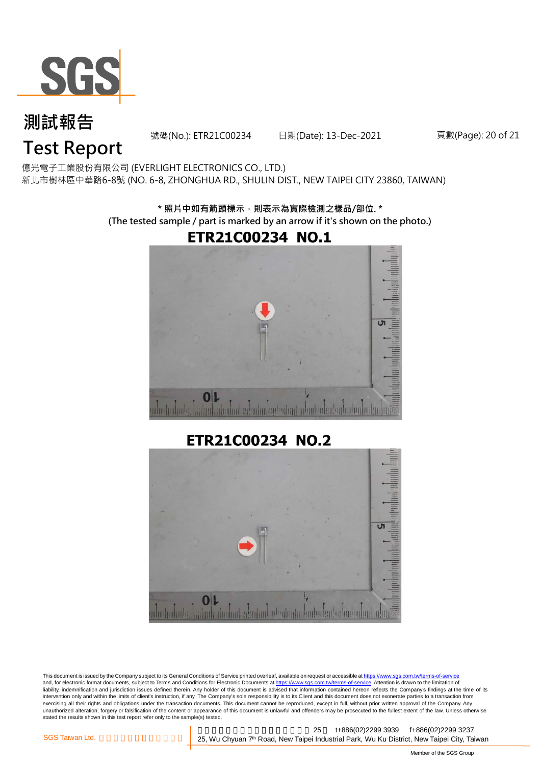# 測試報告

# Test Report

號碼(No.): ETR21C00234　　日期(Date): 13-Dec-2021

億光電子工業股份有限公司 (EVERLIGHT ELECTRONICS CO., LTD.)
新北市樹林區中華路6-8號 (NO. 6-8, ZHONGHUA RD., SHULIN DIST., NEW TAIPEI CITY 23860, TAIWAN)

**\* 照片中如有箭頭標示，則表示為實際檢測之樣品/部位. \***
**(The tested sample / part is marked by an arrow if it's shown on the photo.)**

**ETR21C00234 NO.1**

**ETR21C00234 NO.2**

This document is issued by the Company subject to its General Conditions of Service printed overleaf, available on request or accessible at https://www.sgs.com.tw/terms-of-service and, for electronic format documents, subject to Terms and Conditions for Electronic Documents at https://www.sgs.com.tw/terms-of-service. Attention is drawn to the limitation of liability, indemnification and jurisdiction issues defined therein. Any holder of this document is advised that information contained hereon reflects the Company's findings at the time of its intervention only and within the limits of client's instruction, if any. The Company's sole responsibility is to its Client and this document does not exonerate parties to a transaction from exercising all their rights and obligations under the transaction documents. This document cannot be reproduced, except in full, without prior written approval of the Company. Any unauthorized alteration, forgery or falsification of the content or appearance of this document is unlawful and offenders may be prosecuted to the fullest extent of the law. Unless otherwise stated the results shown in this test report refer only to the sample(s) tested.

SGS Taiwan Ltd. 25 t+886(02)2299 3939 f+886(02)2299 3237
25, Wu Chyuan 7th Road, New Taipei Industrial Park, Wu Ku District, New Taipei City, Taiwan

Member of the SGS Group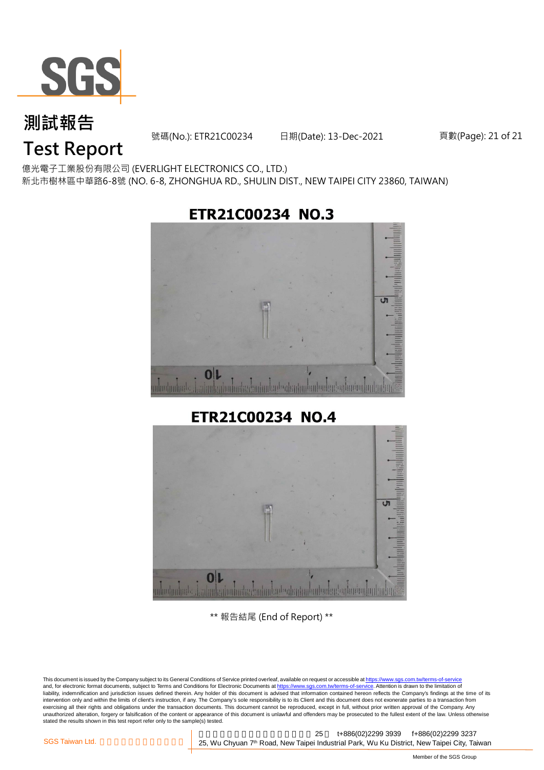# 測試報告

# Test Report

號碼(No.): ETR21C00234　　日期(Date): 13-Dec-2021

億光電子工業股份有限公司 (EVERLIGHT ELECTRONICS CO., LTD.)
新北市樹林區中華路6-8號 (NO. 6-8, ZHONGHUA RD., SHULIN DIST., NEW TAIPEI CITY 23860, TAIWAN)

**ETR21C00234 NO.3**

**ETR21C00234 NO.4**

** 報告結尾 (End of Report) **

This document is issued by the Company subject to its General Conditions of Service printed overleaf, available on request or accessible at https://www.sgs.com.tw/terms-of-service and, for electronic format documents, subject to Terms and Conditions for Electronic Documents at https://www.sgs.com.tw/terms-of-service. Attention is drawn to the limitation of liability, indemnification and jurisdiction issues defined therein. Any holder of this document is advised that information contained hereon reflects the Company's findings at the time of its intervention only and within the limits of client's instruction, if any. The Company's sole responsibility is to its Client and this document does not exonerate parties to a transaction from exercising all their rights and obligations under the transaction documents. This document cannot be reproduced, except in full, without prior written approval of the Company. Any unauthorized alteration, forgery or falsification of the content or appearance of this document is unlawful and offenders may be prosecuted to the fullest extent of the law. Unless otherwise stated the results shown in this test report refer only to the sample(s) tested.

SGS Taiwan Ltd.　25號　t+886(02)2299 3939　f+886(02)2299 3237
25, Wu Chyuan 7th Road, New Taipei Industrial Park, Wu Ku District, New Taipei City, Taiwan

Member of the SGS Group